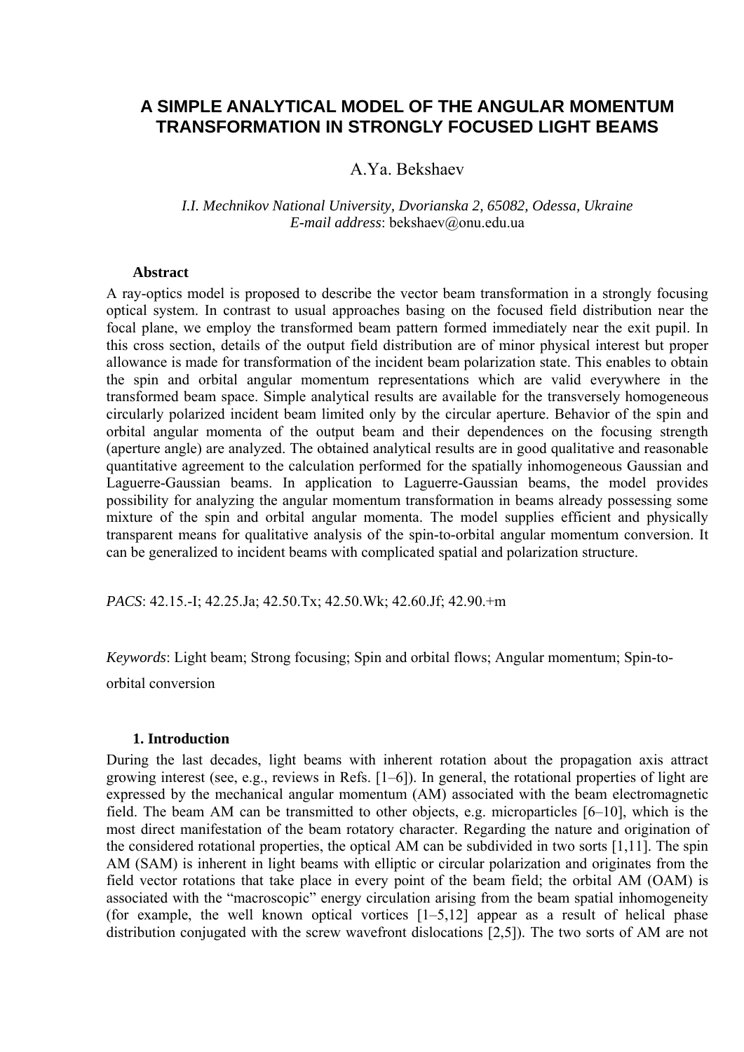# A SIMPLE ANALYTICAL MODEL OF THE ANGULAR MOMENTUM TRANSFORMATION IN STRONGLY FOCUSED LIGHT BEAMS

A.Ya. Bekshaev

*I.I. Mechnikov National University, Dvorianska 2, 65082, Odessa, Ukraine*
*E-mail address*: bekshaev@onu.edu.ua

**Abstract**

A ray-optics model is proposed to describe the vector beam transformation in a strongly focusing optical system. In contrast to usual approaches basing on the focused field distribution near the focal plane, we employ the transformed beam pattern formed immediately near the exit pupil. In this cross section, details of the output field distribution are of minor physical interest but proper allowance is made for transformation of the incident beam polarization state. This enables to obtain the spin and orbital angular momentum representations which are valid everywhere in the transformed beam space. Simple analytical results are available for the transversely homogeneous circularly polarized incident beam limited only by the circular aperture. Behavior of the spin and orbital angular momenta of the output beam and their dependences on the focusing strength (aperture angle) are analyzed. The obtained analytical results are in good qualitative and reasonable quantitative agreement to the calculation performed for the spatially inhomogeneous Gaussian and Laguerre-Gaussian beams. In application to Laguerre-Gaussian beams, the model provides possibility for analyzing the angular momentum transformation in beams already possessing some mixture of the spin and orbital angular momenta. The model supplies efficient and physically transparent means for qualitative analysis of the spin-to-orbital angular momentum conversion. It can be generalized to incident beams with complicated spatial and polarization structure.

*PACS*: 42.15.-I; 42.25.Ja; 42.50.Tx; 42.50.Wk; 42.60.Jf; 42.90.+m

*Keywords*: Light beam; Strong focusing; Spin and orbital flows; Angular momentum; Spin-to-orbital conversion

**1. Introduction**

During the last decades, light beams with inherent rotation about the propagation axis attract growing interest (see, e.g., reviews in Refs. [1–6]). In general, the rotational properties of light are expressed by the mechanical angular momentum (AM) associated with the beam electromagnetic field. The beam AM can be transmitted to other objects, e.g. microparticles [6–10], which is the most direct manifestation of the beam rotatory character. Regarding the nature and origination of the considered rotational properties, the optical AM can be subdivided in two sorts [1,11]. The spin AM (SAM) is inherent in light beams with elliptic or circular polarization and originates from the field vector rotations that take place in every point of the beam field; the orbital AM (OAM) is associated with the "macroscopic" energy circulation arising from the beam spatial inhomogeneity (for example, the well known optical vortices [1–5,12] appear as a result of helical phase distribution conjugated with the screw wavefront dislocations [2,5]). The two sorts of AM are not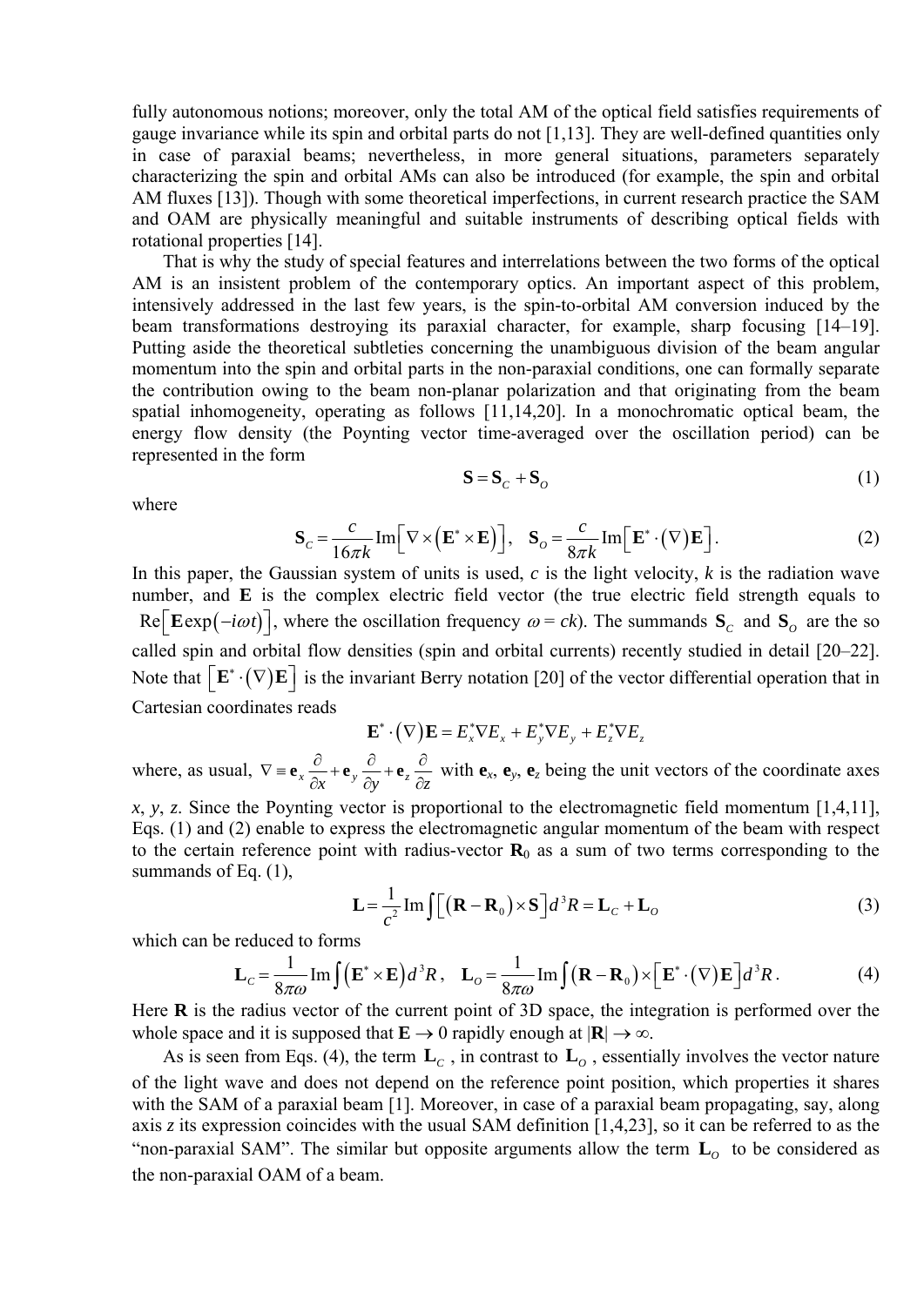fully autonomous notions; moreover, only the total AM of the optical field satisfies requirements of gauge invariance while its spin and orbital parts do not [1,13]. They are well-defined quantities only in case of paraxial beams; nevertheless, in more general situations, parameters separately characterizing the spin and orbital AMs can also be introduced (for example, the spin and orbital AM fluxes [13]). Though with some theoretical imperfections, in current research practice the SAM and OAM are physically meaningful and suitable instruments of describing optical fields with rotational properties [14].

That is why the study of special features and interrelations between the two forms of the optical AM is an insistent problem of the contemporary optics. An important aspect of this problem, intensively addressed in the last few years, is the spin-to-orbital AM conversion induced by the beam transformations destroying its paraxial character, for example, sharp focusing [14–19]. Putting aside the theoretical subtleties concerning the unambiguous division of the beam angular momentum into the spin and orbital parts in the non-paraxial conditions, one can formally separate the contribution owing to the beam non-planar polarization and that originating from the beam spatial inhomogeneity, operating as follows [11,14,20]. In a monochromatic optical beam, the energy flow density (the Poynting vector time-averaged over the oscillation period) can be represented in the form

$$\mathbf{S} = \mathbf{S}_C + \mathbf{S}_O \tag{1}$$

where

$$\mathbf{S}_C = \frac{c}{16\pi k}\operatorname{Im}\left[\nabla \times \left(\mathbf{E}^* \times \mathbf{E}\right)\right], \quad \mathbf{S}_O = \frac{c}{8\pi k}\operatorname{Im}\left[\mathbf{E}^* \cdot (\nabla)\mathbf{E}\right]. \tag{2}$$

In this paper, the Gaussian system of units is used, $c$ is the light velocity, $k$ is the radiation wave number, and $\mathbf{E}$ is the complex electric field vector (the true electric field strength equals to $\operatorname{Re}\left[\mathbf{E}\exp(-i\omega t)\right]$, where the oscillation frequency $\omega = ck$). The summands $\mathbf{S}_C$ and $\mathbf{S}_O$ are the so called spin and orbital flow densities (spin and orbital currents) recently studied in detail [20–22]. Note that $\left[\mathbf{E}^* \cdot (\nabla)\mathbf{E}\right]$ is the invariant Berry notation [20] of the vector differential operation that in Cartesian coordinates reads

$$\mathbf{E}^* \cdot (\nabla)\mathbf{E} = E_x^* \nabla E_x + E_y^* \nabla E_y + E_z^* \nabla E_z$$

where, as usual, $\nabla \equiv \mathbf{e}_x \frac{\partial}{\partial x} + \mathbf{e}_y \frac{\partial}{\partial y} + \mathbf{e}_z \frac{\partial}{\partial z}$ with $\mathbf{e}_x$, $\mathbf{e}_y$, $\mathbf{e}_z$ being the unit vectors of the coordinate axes $x$, $y$, $z$. Since the Poynting vector is proportional to the electromagnetic field momentum [1,4,11], Eqs. (1) and (2) enable to express the electromagnetic angular momentum of the beam with respect to the certain reference point with radius-vector $\mathbf{R}_0$ as a sum of two terms corresponding to the summands of Eq. (1),

$$\mathbf{L} = \frac{1}{c^2}\operatorname{Im}\int\left[\left(\mathbf{R} - \mathbf{R}_0\right) \times \mathbf{S}\right] d^3R = \mathbf{L}_C + \mathbf{L}_O \tag{3}$$

which can be reduced to forms

$$\mathbf{L}_C = \frac{1}{8\pi\omega}\operatorname{Im}\int\left(\mathbf{E}^* \times \mathbf{E}\right) d^3R, \quad \mathbf{L}_O = \frac{1}{8\pi\omega}\operatorname{Im}\int\left(\mathbf{R} - \mathbf{R}_0\right) \times \left[\mathbf{E}^* \cdot (\nabla)\mathbf{E}\right] d^3R. \tag{4}$$

Here $\mathbf{R}$ is the radius vector of the current point of 3D space, the integration is performed over the whole space and it is supposed that $\mathbf{E} \to 0$ rapidly enough at $|\mathbf{R}| \to \infty$.

As is seen from Eqs. (4), the term $\mathbf{L}_C$, in contrast to $\mathbf{L}_O$, essentially involves the vector nature of the light wave and does not depend on the reference point position, which properties it shares with the SAM of a paraxial beam [1]. Moreover, in case of a paraxial beam propagating, say, along axis $z$ its expression coincides with the usual SAM definition [1,4,23], so it can be referred to as the "non-paraxial SAM". The similar but opposite arguments allow the term $\mathbf{L}_O$ to be considered as the non-paraxial OAM of a beam.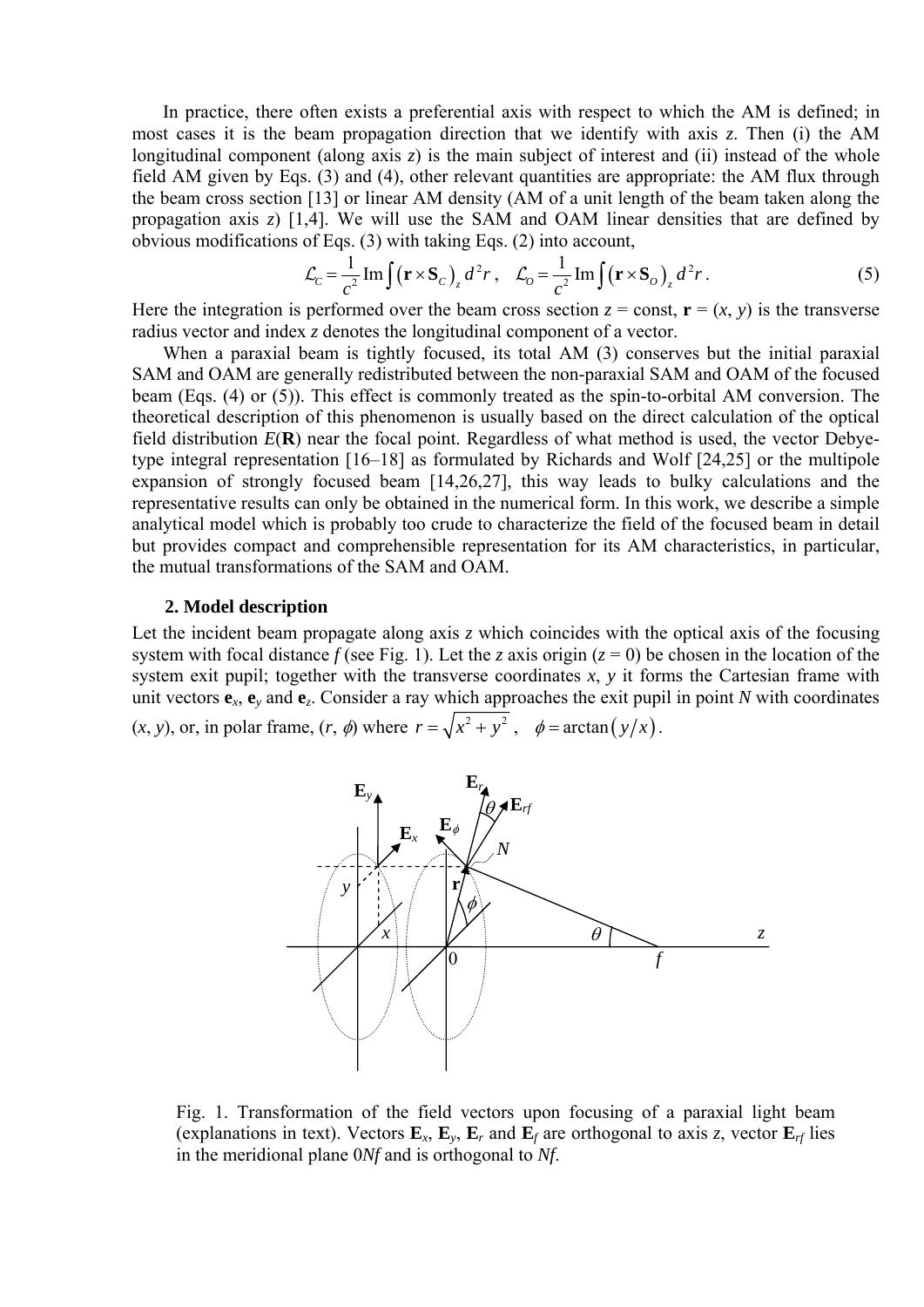In practice, there often exists a preferential axis with respect to which the AM is defined; in most cases it is the beam propagation direction that we identify with axis $z$. Then (i) the AM longitudinal component (along axis $z$) is the main subject of interest and (ii) instead of the whole field AM given by Eqs. (3) and (4), other relevant quantities are appropriate: the AM flux through the beam cross section [13] or linear AM density (AM of a unit length of the beam taken along the propagation axis $z$) [1,4]. We will use the SAM and OAM linear densities that are defined by obvious modifications of Eqs. (3) with taking Eqs. (2) into account,

$$\mathcal{L}_C = \frac{1}{c^2}\,\mathrm{Im}\int \left(\mathbf{r}\times\mathbf{S}_C\right)_z d^2r\,, \quad \mathcal{L}_O = \frac{1}{c^2}\,\mathrm{Im}\int \left(\mathbf{r}\times\mathbf{S}_O\right)_z d^2r\,. \tag{5}$$

Here the integration is performed over the beam cross section $z$ = const, $\mathbf{r} = (x, y)$ is the transverse radius vector and index $z$ denotes the longitudinal component of a vector.

When a paraxial beam is tightly focused, its total AM (3) conserves but the initial paraxial SAM and OAM are generally redistributed between the non-paraxial SAM and OAM of the focused beam (Eqs. (4) or (5)). This effect is commonly treated as the spin-to-orbital AM conversion. The theoretical description of this phenomenon is usually based on the direct calculation of the optical field distribution $E(\mathbf{R})$ near the focal point. Regardless of what method is used, the vector Debye-type integral representation [16–18] as formulated by Richards and Wolf [24,25] or the multipole expansion of strongly focused beam [14,26,27], this way leads to bulky calculations and the representative results can only be obtained in the numerical form. In this work, we describe a simple analytical model which is probably too crude to characterize the field of the focused beam in detail but provides compact and comprehensible representation for its AM characteristics, in particular, the mutual transformations of the SAM and OAM.

## 2. Model description

Let the incident beam propagate along axis $z$ which coincides with the optical axis of the focusing system with focal distance $f$ (see Fig. 1). Let the $z$ axis origin ($z = 0$) be chosen in the location of the system exit pupil; together with the transverse coordinates $x$, $y$ it forms the Cartesian frame with unit vectors $\mathbf{e}_x$, $\mathbf{e}_y$ and $\mathbf{e}_z$. Consider a ray which approaches the exit pupil in point $N$ with coordinates $(x, y)$, or, in polar frame, $(r, \phi)$ where $r = \sqrt{x^2 + y^2}$, $\phi = \arctan\left(y/x\right)$.

Fig. 1. Transformation of the field vectors upon focusing of a paraxial light beam (explanations in text). Vectors $\mathbf{E}_x$, $\mathbf{E}_y$, $\mathbf{E}_r$ and $\mathbf{E}_f$ are orthogonal to axis $z$, vector $\mathbf{E}_{rf}$ lies in the meridional plane $0Nf$ and is orthogonal to $Nf$.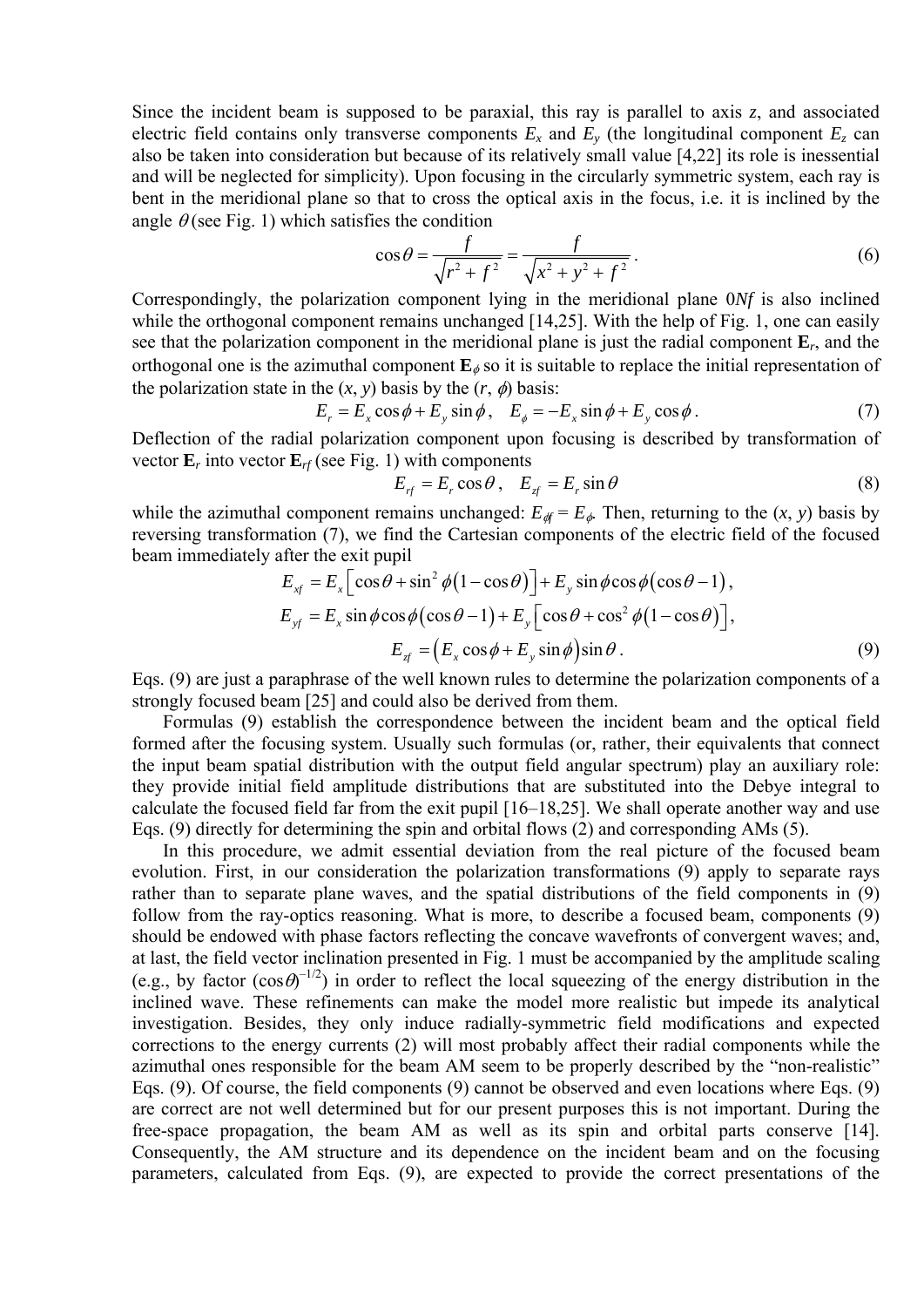Since the incident beam is supposed to be paraxial, this ray is parallel to axis $z$, and associated electric field contains only transverse components $E_x$ and $E_y$ (the longitudinal component $E_z$ can also be taken into consideration but because of its relatively small value [4,22] its role is inessential and will be neglected for simplicity). Upon focusing in the circularly symmetric system, each ray is bent in the meridional plane so that to cross the optical axis in the focus, i.e. it is inclined by the angle $\theta$ (see Fig. 1) which satisfies the condition

$$\cos\theta = \frac{f}{\sqrt{r^2 + f^2}} = \frac{f}{\sqrt{x^2 + y^2 + f^2}} . \tag{6}$$

Correspondingly, the polarization component lying in the meridional plane $0Nf$ is also inclined while the orthogonal component remains unchanged [14,25]. With the help of Fig. 1, one can easily see that the polarization component in the meridional plane is just the radial component $\mathbf{E}_r$, and the orthogonal one is the azimuthal component $\mathbf{E}_\phi$ so it is suitable to replace the initial representation of the polarization state in the $(x, y)$ basis by the $(r, \phi)$ basis:

$$E_r = E_x \cos\phi + E_y \sin\phi , \quad E_\phi = -E_x \sin\phi + E_y \cos\phi . \tag{7}$$

Deflection of the radial polarization component upon focusing is described by transformation of vector $\mathbf{E}_r$ into vector $\mathbf{E}_{rf}$ (see Fig. 1) with components

$$E_{rf} = E_r \cos\theta , \quad E_{zf} = E_r \sin\theta \tag{8}$$

while the azimuthal component remains unchanged: $E_{\phi f} = E_\phi$. Then, returning to the $(x, y)$ basis by reversing transformation (7), we find the Cartesian components of the electric field of the focused beam immediately after the exit pupil

$$\begin{aligned}
E_{xf} &= E_x \left[ \cos\theta + \sin^2\phi \left(1 - \cos\theta\right) \right] + E_y \sin\phi \cos\phi \left(\cos\theta - 1\right) , \\
E_{yf} &= E_x \sin\phi \cos\phi \left(\cos\theta - 1\right) + E_y \left[ \cos\theta + \cos^2\phi \left(1 - \cos\theta\right) \right] , \\
E_{zf} &= \left( E_x \cos\phi + E_y \sin\phi \right) \sin\theta .
\end{aligned} \tag{9}$$

Eqs. (9) are just a paraphrase of the well known rules to determine the polarization components of a strongly focused beam [25] and could also be derived from them.

Formulas (9) establish the correspondence between the incident beam and the optical field formed after the focusing system. Usually such formulas (or, rather, their equivalents that connect the input beam spatial distribution with the output field angular spectrum) play an auxiliary role: they provide initial field amplitude distributions that are substituted into the Debye integral to calculate the focused field far from the exit pupil [16–18,25]. We shall operate another way and use Eqs. (9) directly for determining the spin and orbital flows (2) and corresponding AMs (5).

In this procedure, we admit essential deviation from the real picture of the focused beam evolution. First, in our consideration the polarization transformations (9) apply to separate rays rather than to separate plane waves, and the spatial distributions of the field components in (9) follow from the ray-optics reasoning. What is more, to describe a focused beam, components (9) should be endowed with phase factors reflecting the concave wavefronts of convergent waves; and, at last, the field vector inclination presented in Fig. 1 must be accompanied by the amplitude scaling (e.g., by factor $(\cos\theta)^{-1/2}$) in order to reflect the local squeezing of the energy distribution in the inclined wave. These refinements can make the model more realistic but impede its analytical investigation. Besides, they only induce radially-symmetric field modifications and expected corrections to the energy currents (2) will most probably affect their radial components while the azimuthal ones responsible for the beam AM seem to be properly described by the "non-realistic" Eqs. (9). Of course, the field components (9) cannot be observed and even locations where Eqs. (9) are correct are not well determined but for our present purposes this is not important. During the free-space propagation, the beam AM as well as its spin and orbital parts conserve [14]. Consequently, the AM structure and its dependence on the incident beam and on the focusing parameters, calculated from Eqs. (9), are expected to provide the correct presentations of the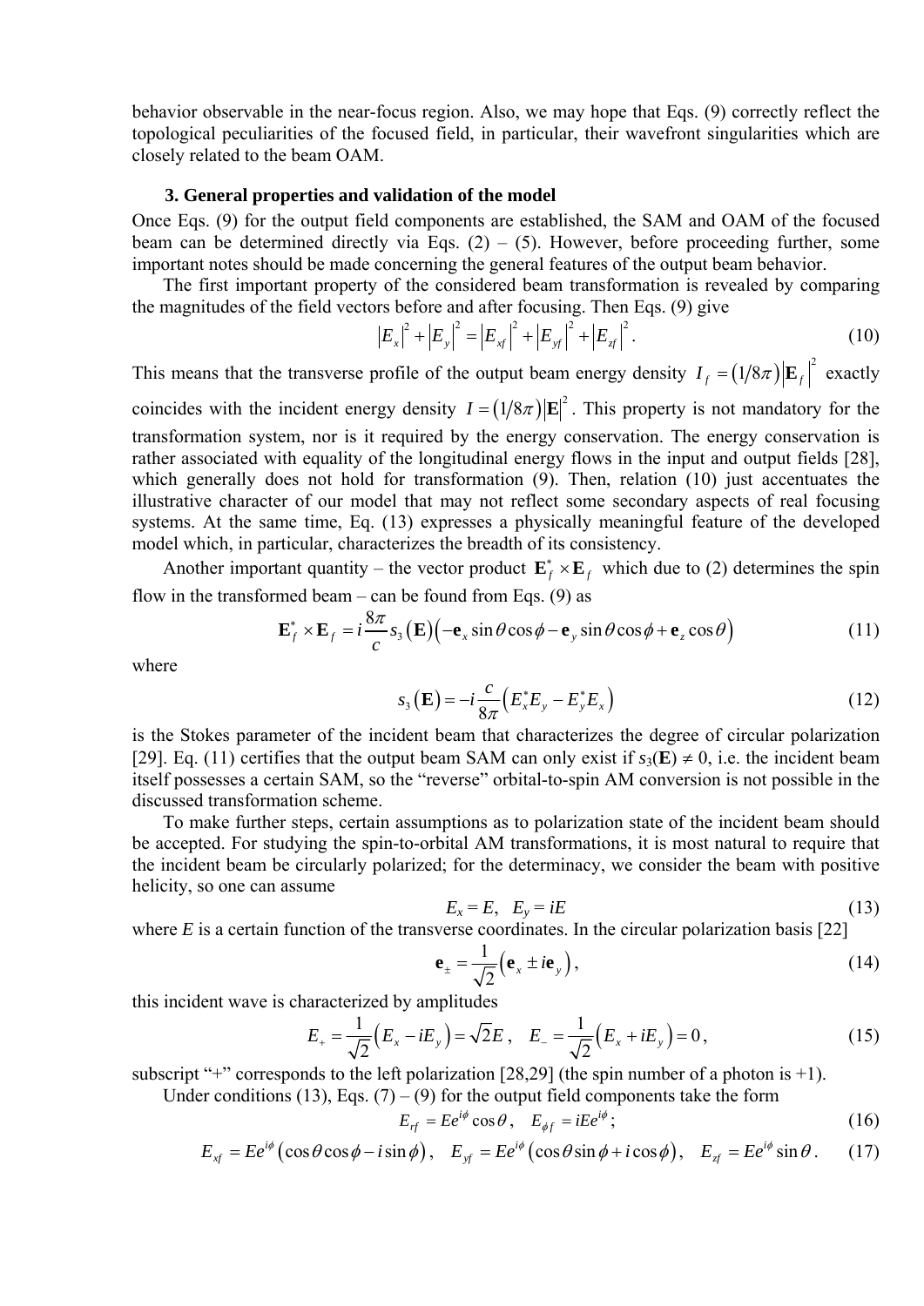behavior observable in the near-focus region. Also, we may hope that Eqs. (9) correctly reflect the topological peculiarities of the focused field, in particular, their wavefront singularities which are closely related to the beam OAM.

### 3. General properties and validation of the model

Once Eqs. (9) for the output field components are established, the SAM and OAM of the focused beam can be determined directly via Eqs. (2) – (5). However, before proceeding further, some important notes should be made concerning the general features of the output beam behavior.

The first important property of the considered beam transformation is revealed by comparing the magnitudes of the field vectors before and after focusing. Then Eqs. (9) give

$$\left|E_x\right|^2 + \left|E_y\right|^2 = \left|E_{xf}\right|^2 + \left|E_{yf}\right|^2 + \left|E_{zf}\right|^2 . \tag{10}$$

This means that the transverse profile of the output beam energy density $I_f = \left(1/8\pi\right)\left|\mathbf{E}_f\right|^2$ exactly coincides with the incident energy density $I = \left(1/8\pi\right)\left|\mathbf{E}\right|^2$. This property is not mandatory for the transformation system, nor is it required by the energy conservation. The energy conservation is rather associated with equality of the longitudinal energy flows in the input and output fields [28], which generally does not hold for transformation (9). Then, relation (10) just accentuates the illustrative character of our model that may not reflect some secondary aspects of real focusing systems. At the same time, Eq. (13) expresses a physically meaningful feature of the developed model which, in particular, characterizes the breadth of its consistency.

Another important quantity – the vector product $\mathbf{E}_f^* \times \mathbf{E}_f$ which due to (2) determines the spin flow in the transformed beam – can be found from Eqs. (9) as

$$\mathbf{E}_f^* \times \mathbf{E}_f = i\frac{8\pi}{c} s_3\left(\mathbf{E}\right)\left(-\mathbf{e}_x \sin\theta\cos\phi - \mathbf{e}_y \sin\theta\cos\phi + \mathbf{e}_z \cos\theta\right) \tag{11}$$

where

$$s_3\left(\mathbf{E}\right) = -i\frac{c}{8\pi}\left(E_x^* E_y - E_y^* E_x\right) \tag{12}$$

is the Stokes parameter of the incident beam that characterizes the degree of circular polarization [29]. Eq. (11) certifies that the output beam SAM can only exist if $s_3(\mathbf{E}) \neq 0$, i.e. the incident beam itself possesses a certain SAM, so the "reverse" orbital-to-spin AM conversion is not possible in the discussed transformation scheme.

To make further steps, certain assumptions as to polarization state of the incident beam should be accepted. For studying the spin-to-orbital AM transformations, it is most natural to require that the incident beam be circularly polarized; for the determinacy, we consider the beam with positive helicity, so one can assume

$$E_x = E, \quad E_y = iE \tag{13}$$

where $E$ is a certain function of the transverse coordinates. In the circular polarization basis [22]

$$\mathbf{e}_\pm = \frac{1}{\sqrt{2}}\left(\mathbf{e}_x \pm i\mathbf{e}_y\right), \tag{14}$$

this incident wave is characterized by amplitudes

$$E_+ = \frac{1}{\sqrt{2}}\left(E_x - iE_y\right) = \sqrt{2}E , \quad E_- = \frac{1}{\sqrt{2}}\left(E_x + iE_y\right) = 0 , \tag{15}$$

subscript "+" corresponds to the left polarization [28,29] (the spin number of a photon is +1).

Under conditions (13), Eqs. (7) – (9) for the output field components take the form

$$E_{rf} = Ee^{i\phi}\cos\theta , \quad E_{\phi f} = iEe^{i\phi} ; \tag{16}$$

$$E_{xf} = Ee^{i\phi}\left(\cos\theta\cos\phi - i\sin\phi\right), \quad E_{yf} = Ee^{i\phi}\left(\cos\theta\sin\phi + i\cos\phi\right), \quad E_{zf} = Ee^{i\phi}\sin\theta . \tag{17}$$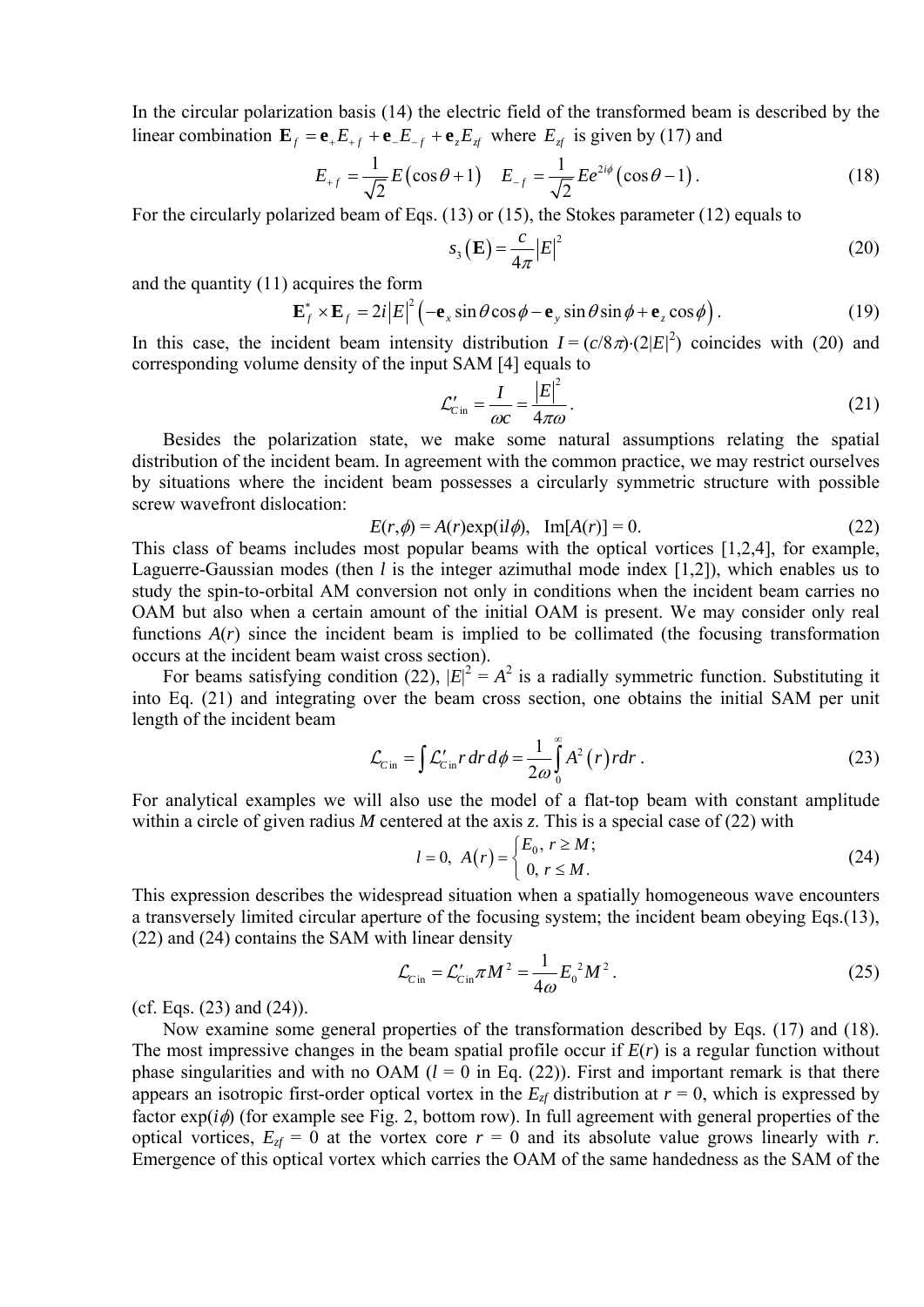In the circular polarization basis (14) the electric field of the transformed beam is described by the linear combination $\mathbf{E}_f = \mathbf{e}_+ E_{+f} + \mathbf{e}_- E_{-f} + \mathbf{e}_z E_{zf}$ where $E_{zf}$ is given by (17) and

$$E_{+f} = \frac{1}{\sqrt{2}} E\left(\cos\theta + 1\right) \quad E_{-f} = \frac{1}{\sqrt{2}} E e^{2i\phi}\left(\cos\theta - 1\right). \tag{18}$$

For the circularly polarized beam of Eqs. (13) or (15), the Stokes parameter (12) equals to

$$s_3\left(\mathbf{E}\right) = \frac{c}{4\pi}\left|E\right|^2 \tag{20}$$

and the quantity (11) acquires the form

$$\mathbf{E}_f^* \times \mathbf{E}_f = 2i\left|E\right|^2\left(-\mathbf{e}_x \sin\theta\cos\phi - \mathbf{e}_y \sin\theta\sin\phi + \mathbf{e}_z \cos\phi\right). \tag{19}$$

In this case, the incident beam intensity distribution $I = (c/8\pi)\cdot(2|E|^2)$ coincides with (20) and corresponding volume density of the input SAM [4] equals to

$$\mathcal{L}'_{C\,\mathrm{in}} = \frac{I}{\omega c} = \frac{\left|E\right|^2}{4\pi\omega}. \tag{21}$$

Besides the polarization state, we make some natural assumptions relating the spatial distribution of the incident beam. In agreement with the common practice, we may restrict ourselves by situations where the incident beam possesses a circularly symmetric structure with possible screw wavefront dislocation:

$$E(r,\phi) = A(r)\exp(il\phi), \quad \mathrm{Im}[A(r)] = 0. \tag{22}$$

This class of beams includes most popular beams with the optical vortices [1,2,4], for example, Laguerre-Gaussian modes (then $l$ is the integer azimuthal mode index [1,2]), which enables us to study the spin-to-orbital AM conversion not only in conditions when the incident beam carries no OAM but also when a certain amount of the initial OAM is present. We may consider only real functions $A(r)$ since the incident beam is implied to be collimated (the focusing transformation occurs at the incident beam waist cross section).

For beams satisfying condition (22), $|E|^2 = A^2$ is a radially symmetric function. Substituting it into Eq. (21) and integrating over the beam cross section, one obtains the initial SAM per unit length of the incident beam

$$\mathcal{L}_{C\,\mathrm{in}} = \int \mathcal{L}'_{C\,\mathrm{in}} r\,dr\,d\phi = \frac{1}{2\omega}\int_0^\infty A^2\left(r\right) r dr\,. \tag{23}$$

For analytical examples we will also use the model of a flat-top beam with constant amplitude within a circle of given radius $M$ centered at the axis $z$. This is a special case of (22) with

$$l = 0,\ A\left(r\right) = \begin{cases} E_0,\ r \ge M; \\ \ 0,\ r \le M. \end{cases} \tag{24}$$

This expression describes the widespread situation when a spatially homogeneous wave encounters a transversely limited circular aperture of the focusing system; the incident beam obeying Eqs.(13), (22) and (24) contains the SAM with linear density

$$\mathcal{L}_{C\,\mathrm{in}} = \mathcal{L}'_{C\,\mathrm{in}}\pi M^2 = \frac{1}{4\omega} E_0{}^2 M^2\,. \tag{25}$$

(cf. Eqs. (23) and (24)).

Now examine some general properties of the transformation described by Eqs. (17) and (18). The most impressive changes in the beam spatial profile occur if $E(r)$ is a regular function without phase singularities and with no OAM ($l = 0$ in Eq. (22)). First and important remark is that there appears an isotropic first-order optical vortex in the $E_{zf}$ distribution at $r = 0$, which is expressed by factor $\exp(i\phi)$ (for example see Fig. 2, bottom row). In full agreement with general properties of the optical vortices, $E_{zf} = 0$ at the vortex core $r = 0$ and its absolute value grows linearly with $r$. Emergence of this optical vortex which carries the OAM of the same handedness as the SAM of the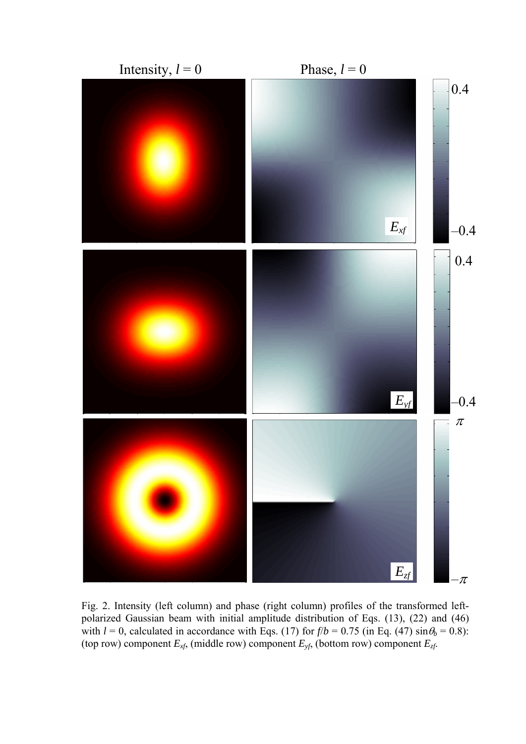Fig. 2. Intensity (left column) and phase (right column) profiles of the transformed left-polarized Gaussian beam with initial amplitude distribution of Eqs. (13), (22) and (46) with $l = 0$, calculated in accordance with Eqs. (17) for $f/b = 0.75$ (in Eq. (47) $\sin\theta_b = 0.8$): (top row) component $E_{xf}$, (middle row) component $E_{yf}$, (bottom row) component $E_{zf}$.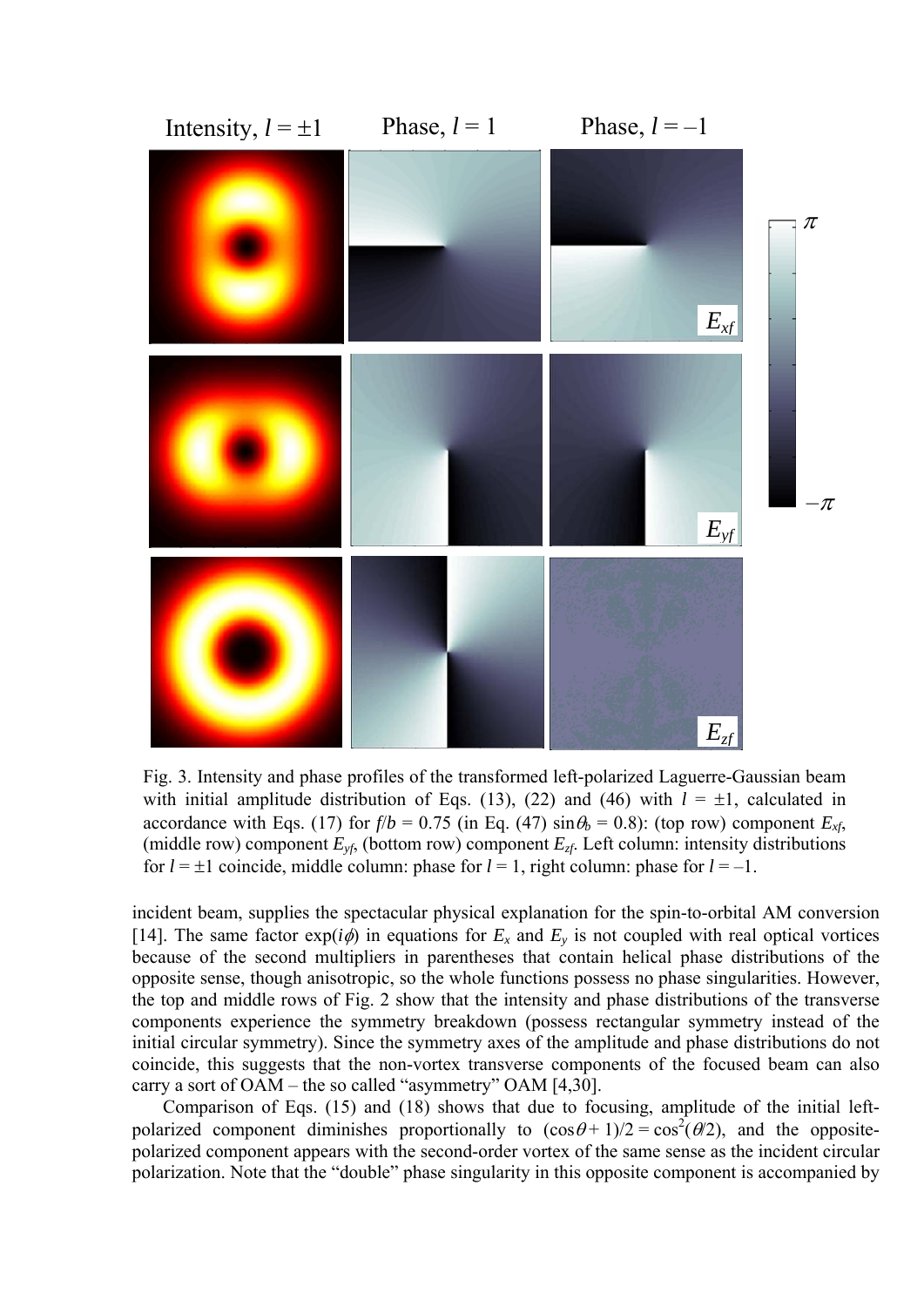Fig. 3. Intensity and phase profiles of the transformed left-polarized Laguerre-Gaussian beam with initial amplitude distribution of Eqs. (13), (22) and (46) with $l = \pm 1$, calculated in accordance with Eqs. (17) for $f/b = 0.75$ (in Eq. (47) $\sin\theta_b = 0.8$): (top row) component $E_{xf}$, (middle row) component $E_{yf}$, (bottom row) component $E_{zf}$. Left column: intensity distributions for $l = \pm 1$ coincide, middle column: phase for $l = 1$, right column: phase for $l = -1$.

incident beam, supplies the spectacular physical explanation for the spin-to-orbital AM conversion [14]. The same factor $\exp(i\phi)$ in equations for $E_x$ and $E_y$ is not coupled with real optical vortices because of the second multipliers in parentheses that contain helical phase distributions of the opposite sense, though anisotropic, so the whole functions possess no phase singularities. However, the top and middle rows of Fig. 2 show that the intensity and phase distributions of the transverse components experience the symmetry breakdown (possess rectangular symmetry instead of the initial circular symmetry). Since the symmetry axes of the amplitude and phase distributions do not coincide, this suggests that the non-vortex transverse components of the focused beam can also carry a sort of OAM – the so called "asymmetry" OAM [4,30].

Comparison of Eqs. (15) and (18) shows that due to focusing, amplitude of the initial left-polarized component diminishes proportionally to $(\cos\theta + 1)/2 = \cos^2(\theta/2)$, and the opposite-polarized component appears with the second-order vortex of the same sense as the incident circular polarization. Note that the "double" phase singularity in this opposite component is accompanied by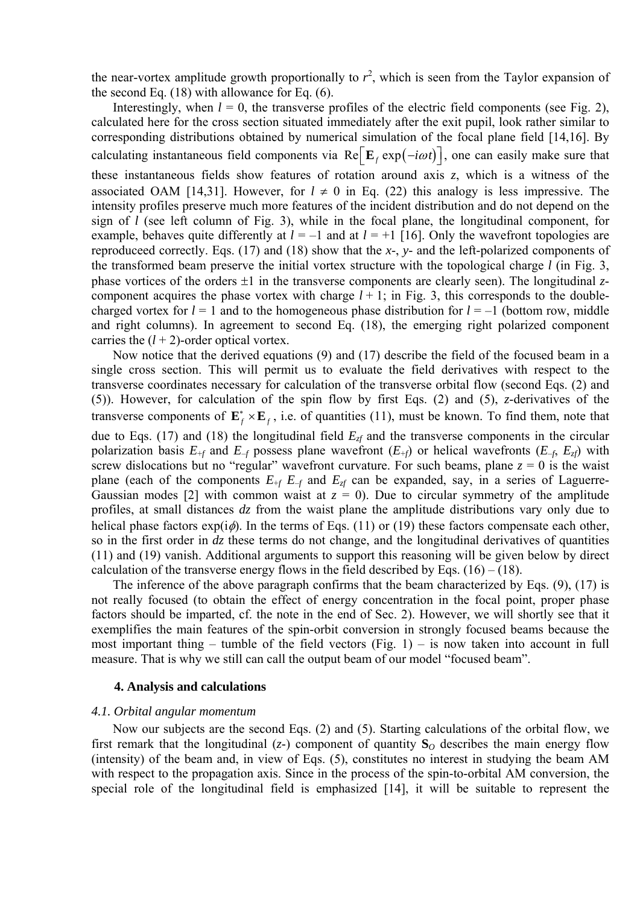the near-vortex amplitude growth proportionally to $r^2$, which is seen from the Taylor expansion of the second Eq. (18) with allowance for Eq. (6).

Interestingly, when $l = 0$, the transverse profiles of the electric field components (see Fig. 2), calculated here for the cross section situated immediately after the exit pupil, look rather similar to corresponding distributions obtained by numerical simulation of the focal plane field [14,16]. By calculating instantaneous field components via $\mathrm{Re}\left[\mathbf{E}_f \exp\left(-i\omega t\right)\right]$, one can easily make sure that these instantaneous fields show features of rotation around axis $z$, which is a witness of the associated OAM [14,31]. However, for $l \neq 0$ in Eq. (22) this analogy is less impressive. The intensity profiles preserve much more features of the incident distribution and do not depend on the sign of $l$ (see left column of Fig. 3), while in the focal plane, the longitudinal component, for example, behaves quite differently at $l = -1$ and at $l = +1$ [16]. Only the wavefront topologies are reproduceed correctly. Eqs. (17) and (18) show that the $x$-, $y$- and the left-polarized components of the transformed beam preserve the initial vortex structure with the topological charge $l$ (in Fig. 3, phase vortices of the orders $\pm 1$ in the transverse components are clearly seen). The longitudinal $z$-component acquires the phase vortex with charge $l + 1$; in Fig. 3, this corresponds to the double-charged vortex for $l = 1$ and to the homogeneous phase distribution for $l = -1$ (bottom row, middle and right columns). In agreement to second Eq. (18), the emerging right polarized component carries the $(l + 2)$-order optical vortex.

Now notice that the derived equations (9) and (17) describe the field of the focused beam in a single cross section. This will permit us to evaluate the field derivatives with respect to the transverse coordinates necessary for calculation of the transverse orbital flow (second Eqs. (2) and (5)). However, for calculation of the spin flow by first Eqs. (2) and (5), $z$-derivatives of the transverse components of $\mathbf{E}_f^* \times \mathbf{E}_f$, i.e. of quantities (11), must be known. To find them, note that due to Eqs. (17) and (18) the longitudinal field $E_{zf}$ and the transverse components in the circular polarization basis $E_{+f}$ and $E_{-f}$ possess plane wavefront ($E_{+f}$) or helical wavefronts ($E_{-f}$, $E_{zf}$) with screw dislocations but no "regular" wavefront curvature. For such beams, plane $z = 0$ is the waist plane (each of the components $E_{+f}$ $E_{-f}$ and $E_{zf}$ can be expanded, say, in a series of Laguerre-Gaussian modes [2] with common waist at $z = 0$). Due to circular symmetry of the amplitude profiles, at small distances $dz$ from the waist plane the amplitude distributions vary only due to helical phase factors $\exp(i\phi)$. In the terms of Eqs. (11) or (19) these factors compensate each other, so in the first order in $dz$ these terms do not change, and the longitudinal derivatives of quantities (11) and (19) vanish. Additional arguments to support this reasoning will be given below by direct calculation of the transverse energy flows in the field described by Eqs. (16) – (18).

The inference of the above paragraph confirms that the beam characterized by Eqs. (9), (17) is not really focused (to obtain the effect of energy concentration in the focal point, proper phase factors should be imparted, cf. the note in the end of Sec. 2). However, we will shortly see that it exemplifies the main features of the spin-orbit conversion in strongly focused beams because the most important thing – tumble of the field vectors (Fig. 1) – is now taken into account in full measure. That is why we still can call the output beam of our model "focused beam".

## 4. Analysis and calculations

### *4.1. Orbital angular momentum*

Now our subjects are the second Eqs. (2) and (5). Starting calculations of the orbital flow, we first remark that the longitudinal ($z$-) component of quantity $\mathbf{S}_O$ describes the main energy flow (intensity) of the beam and, in view of Eqs. (5), constitutes no interest in studying the beam AM with respect to the propagation axis. Since in the process of the spin-to-orbital AM conversion, the special role of the longitudinal field is emphasized [14], it will be suitable to represent the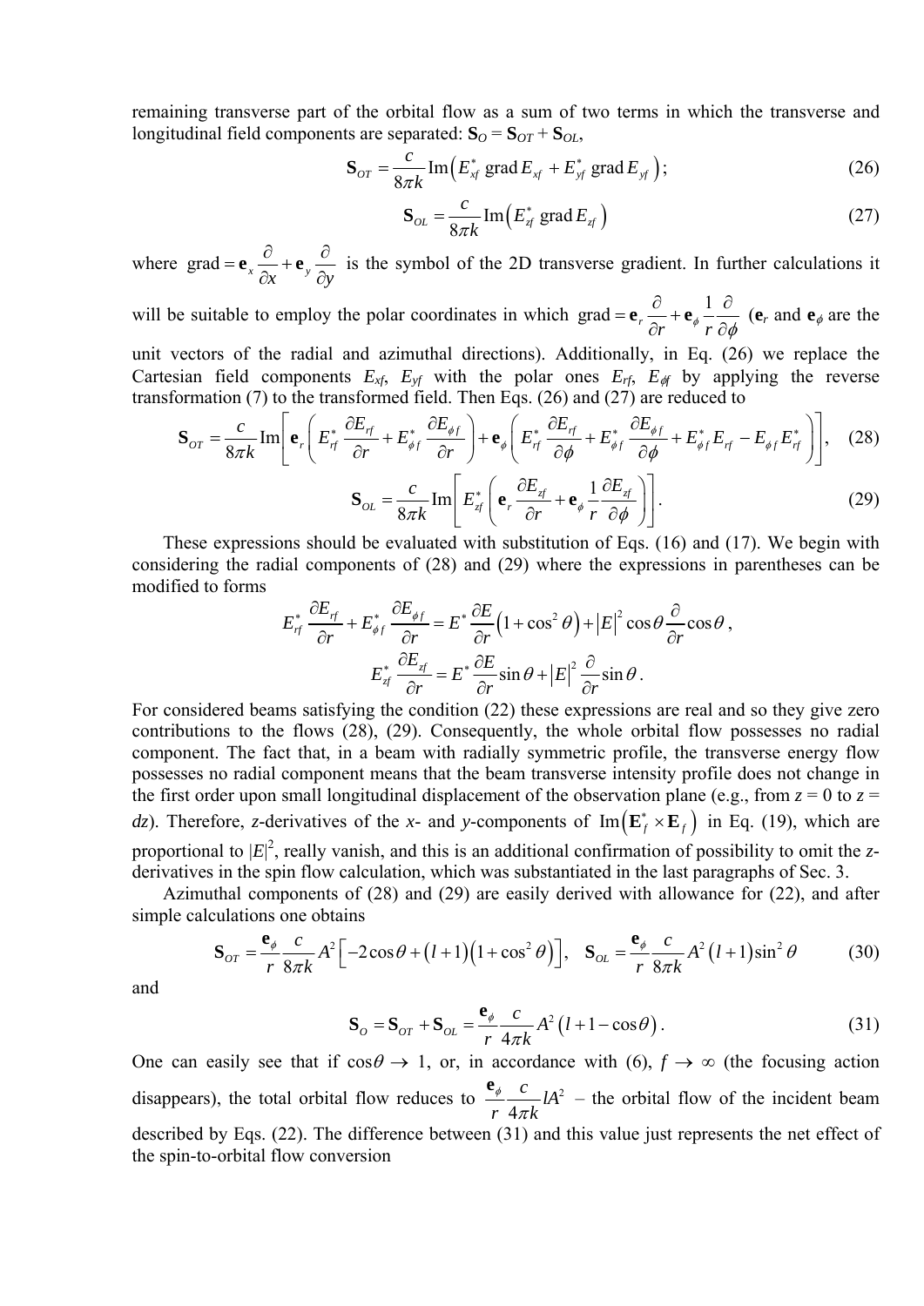remaining transverse part of the orbital flow as a sum of two terms in which the transverse and longitudinal field components are separated: $\mathbf{S}_O = \mathbf{S}_{OT} + \mathbf{S}_{OL}$,

$$\mathbf{S}_{OT} = \frac{c}{8\pi k}\mathrm{Im}\left(E_{xf}^* \,\mathrm{grad}\, E_{xf} + E_{yf}^* \,\mathrm{grad}\, E_{yf}\right); \tag{26}$$

$$\mathbf{S}_{OL} = \frac{c}{8\pi k}\mathrm{Im}\left(E_{zf}^* \,\mathrm{grad}\, E_{zf}\right) \tag{27}$$

where $\mathrm{grad} = \mathbf{e}_x \frac{\partial}{\partial x} + \mathbf{e}_y \frac{\partial}{\partial y}$ is the symbol of the 2D transverse gradient. In further calculations it will be suitable to employ the polar coordinates in which $\mathrm{grad} = \mathbf{e}_r \frac{\partial}{\partial r} + \mathbf{e}_\phi \frac{1}{r}\frac{\partial}{\partial \phi}$ ($\mathbf{e}_r$ and $\mathbf{e}_\phi$ are the unit vectors of the radial and azimuthal directions). Additionally, in Eq. (26) we replace the Cartesian field components $E_{xf}$, $E_{yf}$ with the polar ones $E_{rf}$, $E_{\phi f}$ by applying the reverse transformation (7) to the transformed field. Then Eqs. (26) and (27) are reduced to

$$\mathbf{S}_{OT} = \frac{c}{8\pi k}\mathrm{Im}\left[\mathbf{e}_r\left(E_{rf}^*\frac{\partial E_{rf}}{\partial r} + E_{\phi f}^*\frac{\partial E_{\phi f}}{\partial r}\right) + \mathbf{e}_\phi\left(E_{rf}^*\frac{\partial E_{rf}}{\partial \phi} + E_{\phi f}^*\frac{\partial E_{\phi f}}{\partial \phi} + E_{\phi f}^* E_{rf} - E_{\phi f} E_{rf}^*\right)\right], \tag{28}$$

$$\mathbf{S}_{OL} = \frac{c}{8\pi k}\mathrm{Im}\left[E_{zf}^*\left(\mathbf{e}_r\frac{\partial E_{zf}}{\partial r} + \mathbf{e}_\phi\frac{1}{r}\frac{\partial E_{zf}}{\partial \phi}\right)\right]. \tag{29}$$

These expressions should be evaluated with substitution of Eqs. (16) and (17). We begin with considering the radial components of (28) and (29) where the expressions in parentheses can be modified to forms

$$E_{rf}^*\frac{\partial E_{rf}}{\partial r} + E_{\phi f}^*\frac{\partial E_{\phi f}}{\partial r} = E^*\frac{\partial E}{\partial r}\left(1+\cos^2\theta\right) + |E|^2\cos\theta\frac{\partial}{\partial r}\cos\theta\,,$$

$$E_{zf}^*\frac{\partial E_{zf}}{\partial r} = E^*\frac{\partial E}{\partial r}\sin\theta + |E|^2\frac{\partial}{\partial r}\sin\theta\,.$$

For considered beams satisfying the condition (22) these expressions are real and so they give zero contributions to the flows (28), (29). Consequently, the whole orbital flow possesses no radial component. The fact that, in a beam with radially symmetric profile, the transverse energy flow possesses no radial component means that the beam transverse intensity profile does not change in the first order upon small longitudinal displacement of the observation plane (e.g., from $z = 0$ to $z = dz$). Therefore, $z$-derivatives of the $x$- and $y$-components of $\mathrm{Im}\left(\mathbf{E}_f^*\times\mathbf{E}_f\right)$ in Eq. (19), which are proportional to $|E|^2$, really vanish, and this is an additional confirmation of possibility to omit the $z$-derivatives in the spin flow calculation, which was substantiated in the last paragraphs of Sec. 3.

Azimuthal components of (28) and (29) are easily derived with allowance for (22), and after simple calculations one obtains

$$\mathbf{S}_{OT} = \frac{\mathbf{e}_\phi}{r}\frac{c}{8\pi k}A^2\left[-2\cos\theta + (l+1)\left(1+\cos^2\theta\right)\right],\quad \mathbf{S}_{OL} = \frac{\mathbf{e}_\phi}{r}\frac{c}{8\pi k}A^2(l+1)\sin^2\theta \tag{30}$$

and

$$\mathbf{S}_O = \mathbf{S}_{OT} + \mathbf{S}_{OL} = \frac{\mathbf{e}_\phi}{r}\frac{c}{4\pi k}A^2\left(l+1-\cos\theta\right). \tag{31}$$

One can easily see that if $\cos\theta \to 1$, or, in accordance with (6), $f \to \infty$ (the focusing action disappears), the total orbital flow reduces to $\frac{\mathbf{e}_\phi}{r}\frac{c}{4\pi k}lA^2$ – the orbital flow of the incident beam described by Eqs. (22). The difference between (31) and this value just represents the net effect of the spin-to-orbital flow conversion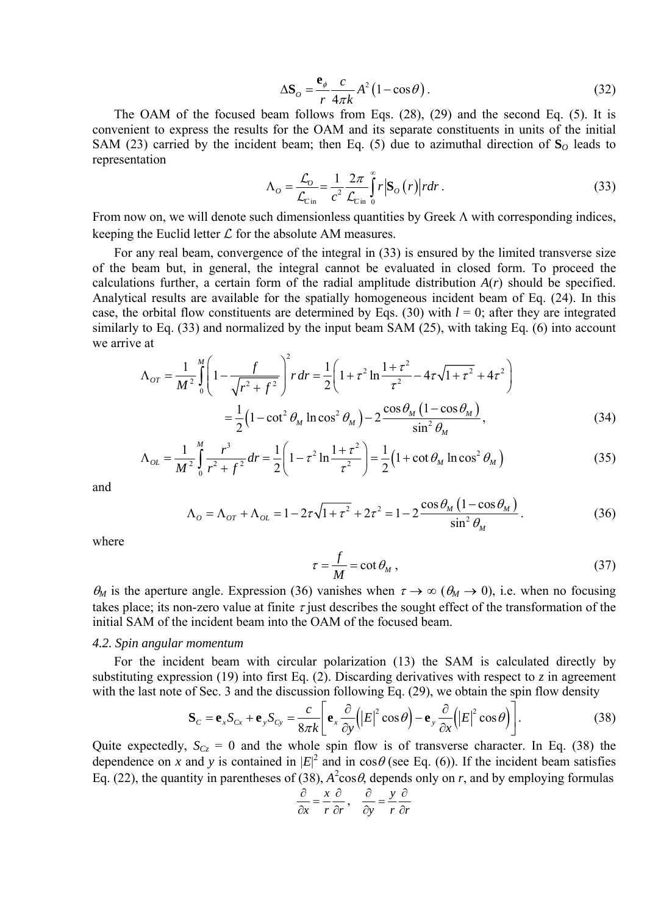$$\Delta \mathbf{S}_O = \frac{\mathbf{e}_\phi}{r} \frac{c}{4\pi k} A^2 \left(1 - \cos\theta\right). \tag{32}$$

The OAM of the focused beam follows from Eqs. (28), (29) and the second Eq. (5). It is convenient to express the results for the OAM and its separate constituents in units of the initial SAM (23) carried by the incident beam; then Eq. (5) due to azimuthal direction of $\mathbf{S}_O$ leads to representation

$$\Lambda_O = \frac{\mathcal{L}_O}{\mathcal{L}_{C\,\text{in}}} = \frac{1}{c^2} \frac{2\pi}{\mathcal{L}_{C\,\text{in}}} \int_0^\infty r \left| \mathbf{S}_O(r) \right| r dr. \tag{33}$$

From now on, we will denote such dimensionless quantities by Greek $\Lambda$ with corresponding indices, keeping the Euclid letter $\mathcal{L}$ for the absolute AM measures.

For any real beam, convergence of the integral in (33) is ensured by the limited transverse size of the beam but, in general, the integral cannot be evaluated in closed form. To proceed the calculations further, a certain form of the radial amplitude distribution $A(r)$ should be specified. Analytical results are available for the spatially homogeneous incident beam of Eq. (24). In this case, the orbital flow constituents are determined by Eqs. (30) with $l = 0$; after they are integrated similarly to Eq. (33) and normalized by the input beam SAM (25), with taking Eq. (6) into account we arrive at

$$\begin{aligned}
\Lambda_{OT} &= \frac{1}{M^2} \int_0^M \left(1 - \frac{f}{\sqrt{r^2 + f^2}}\right)^2 r\,dr = \frac{1}{2}\left(1 + \tau^2 \ln\frac{1+\tau^2}{\tau^2} - 4\tau\sqrt{1+\tau^2} + 4\tau^2\right) \\
&= \frac{1}{2}\left(1 - \cot^2\theta_M \ln\cos^2\theta_M\right) - 2\frac{\cos\theta_M\left(1-\cos\theta_M\right)}{\sin^2\theta_M},
\end{aligned} \tag{34}$$

$$\Lambda_{OL} = \frac{1}{M^2} \int_0^M \frac{r^3}{r^2 + f^2} dr = \frac{1}{2}\left(1 - \tau^2 \ln\frac{1+\tau^2}{\tau^2}\right) = \frac{1}{2}\left(1 + \cot\theta_M \ln\cos^2\theta_M\right) \tag{35}$$

and

$$\Lambda_O = \Lambda_{OT} + \Lambda_{OL} = 1 - 2\tau\sqrt{1+\tau^2} + 2\tau^2 = 1 - 2\frac{\cos\theta_M\left(1-\cos\theta_M\right)}{\sin^2\theta_M}. \tag{36}$$

where

$$\tau = \frac{f}{M} = \cot\theta_M, \tag{37}$$

$\theta_M$ is the aperture angle. Expression (36) vanishes when $\tau \to \infty$ ($\theta_M \to 0$), i.e. when no focusing takes place; its non-zero value at finite $\tau$ just describes the sought effect of the transformation of the initial SAM of the incident beam into the OAM of the focused beam.

### *4.2. Spin angular momentum*

For the incident beam with circular polarization (13) the SAM is calculated directly by substituting expression (19) into first Eq. (2). Discarding derivatives with respect to $z$ in agreement with the last note of Sec. 3 and the discussion following Eq. (29), we obtain the spin flow density

$$\mathbf{S}_C = \mathbf{e}_x S_{Cx} + \mathbf{e}_y S_{Cy} = \frac{c}{8\pi k}\left[\mathbf{e}_x \frac{\partial}{\partial y}\left(|E|^2 \cos\theta\right) - \mathbf{e}_y \frac{\partial}{\partial x}\left(|E|^2 \cos\theta\right)\right]. \tag{38}$$

Quite expectedly, $S_{Cz} = 0$ and the whole spin flow is of transverse character. In Eq. (38) the dependence on $x$ and $y$ is contained in $|E|^2$ and in $\cos\theta$ (see Eq. (6)). If the incident beam satisfies Eq. (22), the quantity in parentheses of (38), $A^2\cos\theta$, depends only on $r$, and by employing formulas

$$\frac{\partial}{\partial x} = \frac{x}{r}\frac{\partial}{\partial r}, \quad \frac{\partial}{\partial y} = \frac{y}{r}\frac{\partial}{\partial r}$$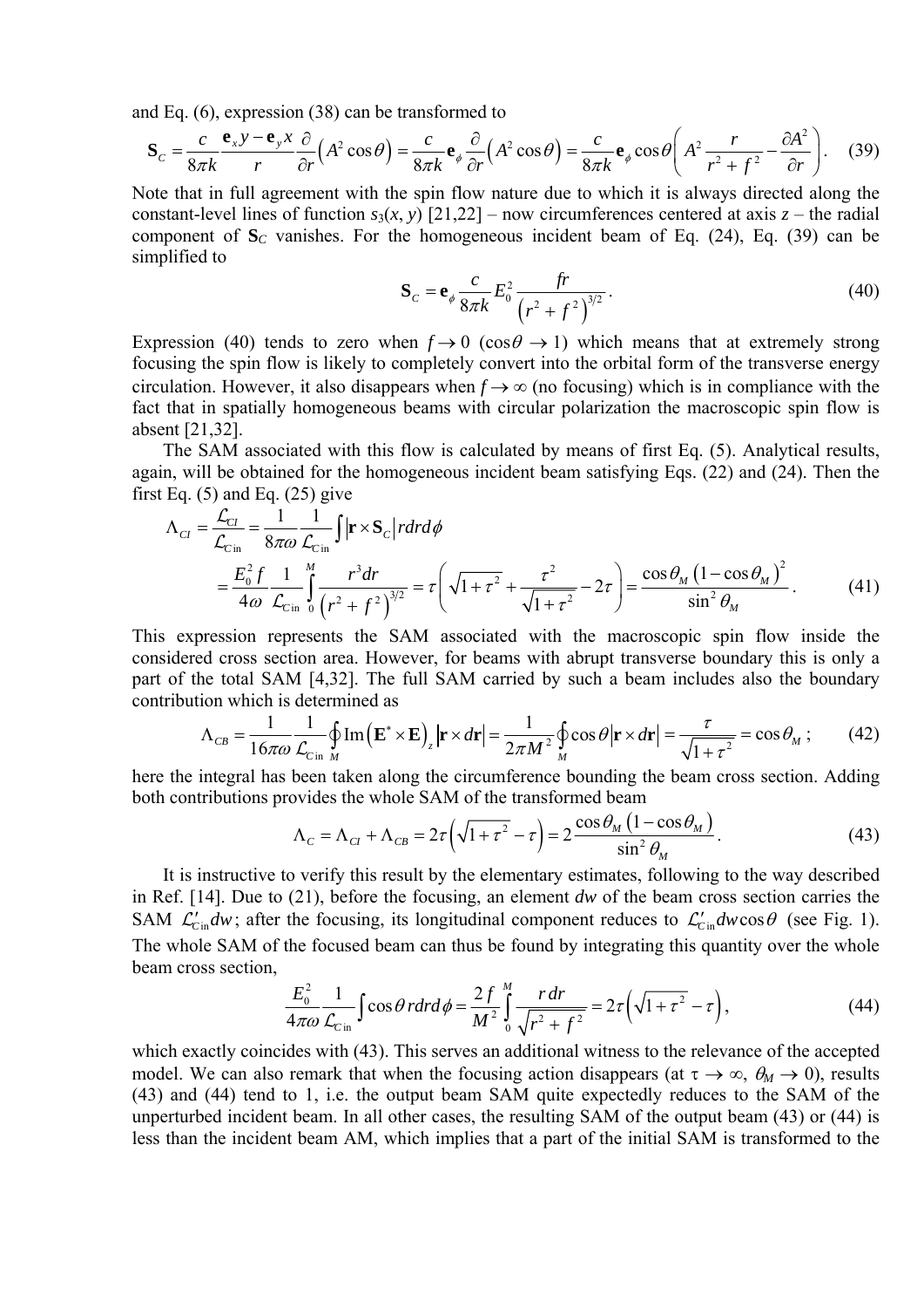and Eq. (6), expression (38) can be transformed to

$$\mathbf{S}_C = \frac{c}{8\pi k}\frac{\mathbf{e}_x y - \mathbf{e}_y x}{r}\frac{\partial}{\partial r}\left(A^2\cos\theta\right) = \frac{c}{8\pi k}\mathbf{e}_\phi \frac{\partial}{\partial r}\left(A^2\cos\theta\right) = \frac{c}{8\pi k}\mathbf{e}_\phi \cos\theta\left(A^2\frac{r}{r^2+f^2} - \frac{\partial A^2}{\partial r}\right). \quad (39)$$

Note that in full agreement with the spin flow nature due to which it is always directed along the constant-level lines of function $s_3(x, y)$ [21,22] – now circumferences centered at axis $z$ – the radial component of $\mathbf{S}_C$ vanishes. For the homogeneous incident beam of Eq. (24), Eq. (39) can be simplified to

$$\mathbf{S}_C = \mathbf{e}_\phi \frac{c}{8\pi k}E_0^2\frac{fr}{\left(r^2+f^2\right)^{3/2}}. \quad (40)$$

Expression (40) tends to zero when $f \to 0$ ($\cos\theta \to 1$) which means that at extremely strong focusing the spin flow is likely to completely convert into the orbital form of the transverse energy circulation. However, it also disappears when $f \to \infty$ (no focusing) which is in compliance with the fact that in spatially homogeneous beams with circular polarization the macroscopic spin flow is absent [21,32].

The SAM associated with this flow is calculated by means of first Eq. (5). Analytical results, again, will be obtained for the homogeneous incident beam satisfying Eqs. (22) and (24). Then the first Eq. (5) and Eq. (25) give

$$\Lambda_{CI} = \frac{\mathcal{L}_{CI}}{\mathcal{L}_{C\mathrm{in}}} = \frac{1}{8\pi\omega}\frac{1}{\mathcal{L}_{C\mathrm{in}}}\int\left|\mathbf{r}\times\mathbf{S}_C\right| r dr d\phi$$

$$= \frac{E_0^2 f}{4\omega}\frac{1}{\mathcal{L}_{C\mathrm{in}}}\int_0^M \frac{r^3 dr}{\left(r^2+f^2\right)^{3/2}} = \tau\left(\sqrt{1+\tau^2} + \frac{\tau^2}{\sqrt{1+\tau^2}} - 2\tau\right) = \frac{\cos\theta_M\left(1-\cos\theta_M\right)^2}{\sin^2\theta_M}. \quad (41)$$

This expression represents the SAM associated with the macroscopic spin flow inside the considered cross section area. However, for beams with abrupt transverse boundary this is only a part of the total SAM [4,32]. The full SAM carried by such a beam includes also the boundary contribution which is determined as

$$\Lambda_{CB} = \frac{1}{16\pi\omega}\frac{1}{\mathcal{L}_{C\mathrm{in}}}\oint_M \mathrm{Im}\left(\mathbf{E}^*\times\mathbf{E}\right)_z\left|\mathbf{r}\times d\mathbf{r}\right| = \frac{1}{2\pi M^2}\oint_M \cos\theta\left|\mathbf{r}\times d\mathbf{r}\right| = \frac{\tau}{\sqrt{1+\tau^2}} = \cos\theta_M ; \quad (42)$$

here the integral has been taken along the circumference bounding the beam cross section. Adding both contributions provides the whole SAM of the transformed beam

$$\Lambda_C = \Lambda_{CI} + \Lambda_{CB} = 2\tau\left(\sqrt{1+\tau^2} - \tau\right) = 2\frac{\cos\theta_M\left(1-\cos\theta_M\right)}{\sin^2\theta_M}. \quad (43)$$

It is instructive to verify this result by the elementary estimates, following to the way described in Ref. [14]. Due to (21), before the focusing, an element $dw$ of the beam cross section carries the SAM $\mathcal{L}'_{C\mathrm{in}}dw$; after the focusing, its longitudinal component reduces to $\mathcal{L}'_{C\mathrm{in}}dw\cos\theta$ (see Fig. 1). The whole SAM of the focused beam can thus be found by integrating this quantity over the whole beam cross section,

$$\frac{E_0^2}{4\pi\omega}\frac{1}{\mathcal{L}_{C\mathrm{in}}}\int\cos\theta\, r dr d\phi = \frac{2f}{M^2}\int_0^M \frac{r\,dr}{\sqrt{r^2+f^2}} = 2\tau\left(\sqrt{1+\tau^2} - \tau\right), \quad (44)$$

which exactly coincides with (43). This serves an additional witness to the relevance of the accepted model. We can also remark that when the focusing action disappears (at $\tau \to \infty$, $\theta_M \to 0$), results (43) and (44) tend to 1, i.e. the output beam SAM quite expectedly reduces to the SAM of the unperturbed incident beam. In all other cases, the resulting SAM of the output beam (43) or (44) is less than the incident beam AM, which implies that a part of the initial SAM is transformed to the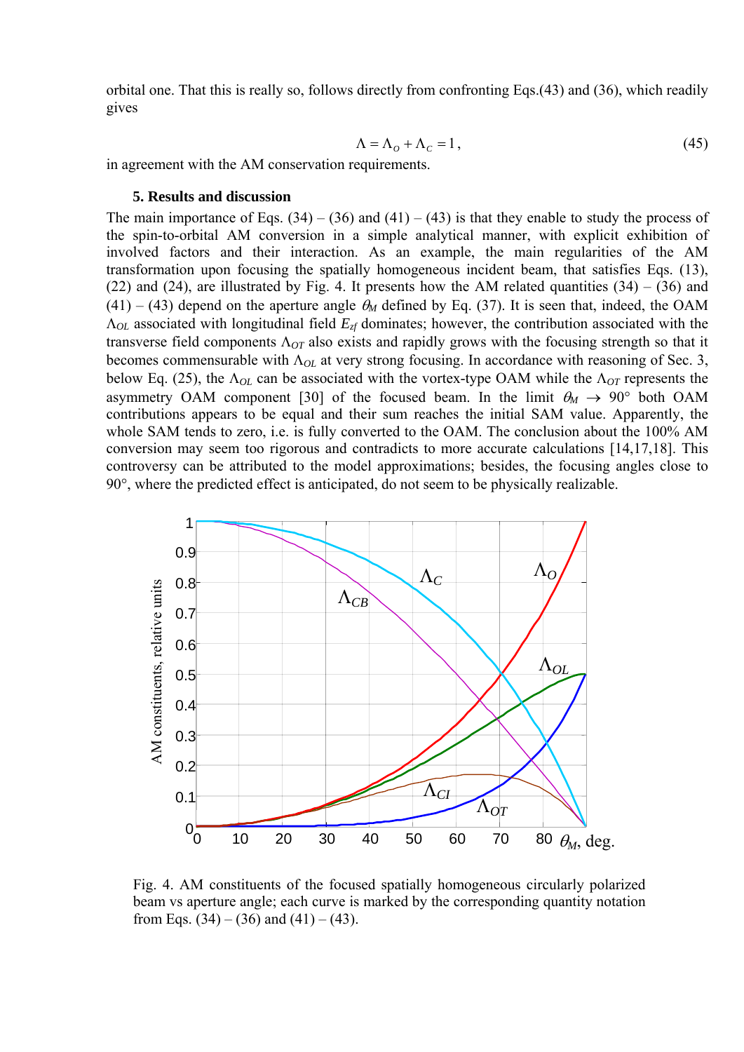orbital one. That this is really so, follows directly from confronting Eqs.(43) and (36), which readily gives

$$\Lambda = \Lambda_O + \Lambda_C = 1, \tag{45}$$

in agreement with the AM conservation requirements.

## 5. Results and discussion

The main importance of Eqs. (34) – (36) and (41) – (43) is that they enable to study the process of the spin-to-orbital AM conversion in a simple analytical manner, with explicit exhibition of involved factors and their interaction. As an example, the main regularities of the AM transformation upon focusing the spatially homogeneous incident beam, that satisfies Eqs. (13), (22) and (24), are illustrated by Fig. 4. It presents how the AM related quantities (34) – (36) and (41) – (43) depend on the aperture angle $\theta_M$ defined by Eq. (37). It is seen that, indeed, the OAM $\Lambda_{OL}$ associated with longitudinal field $E_{zf}$ dominates; however, the contribution associated with the transverse field components $\Lambda_{OT}$ also exists and rapidly grows with the focusing strength so that it becomes commensurable with $\Lambda_{OL}$ at very strong focusing. In accordance with reasoning of Sec. 3, below Eq. (25), the $\Lambda_{OL}$ can be associated with the vortex-type OAM while the $\Lambda_{OT}$ represents the asymmetry OAM component [30] of the focused beam. In the limit $\theta_M \to 90°$ both OAM contributions appears to be equal and their sum reaches the initial SAM value. Apparently, the whole SAM tends to zero, i.e. is fully converted to the OAM. The conclusion about the 100% AM conversion may seem too rigorous and contradicts to more accurate calculations [14,17,18]. This controversy can be attributed to the model approximations; besides, the focusing angles close to 90°, where the predicted effect is anticipated, do not seem to be physically realizable.

Fig. 4. AM constituents of the focused spatially homogeneous circularly polarized beam vs aperture angle; each curve is marked by the corresponding quantity notation from Eqs. (34) – (36) and (41) – (43).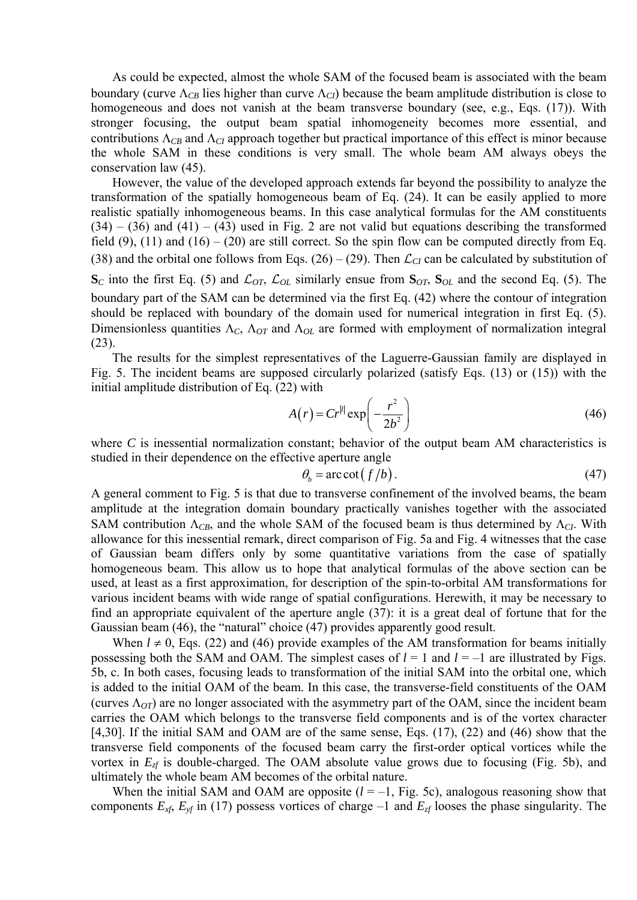As could be expected, almost the whole SAM of the focused beam is associated with the beam boundary (curve $\Lambda_{CB}$ lies higher than curve $\Lambda_{CI}$) because the beam amplitude distribution is close to homogeneous and does not vanish at the beam transverse boundary (see, e.g., Eqs. (17)). With stronger focusing, the output beam spatial inhomogeneity becomes more essential, and contributions $\Lambda_{CB}$ and $\Lambda_{CI}$ approach together but practical importance of this effect is minor because the whole SAM in these conditions is very small. The whole beam AM always obeys the conservation law (45).

However, the value of the developed approach extends far beyond the possibility to analyze the transformation of the spatially homogeneous beam of Eq. (24). It can be easily applied to more realistic spatially inhomogeneous beams. In this case analytical formulas for the AM constituents (34) – (36) and (41) – (43) used in Fig. 2 are not valid but equations describing the transformed field (9), (11) and (16) – (20) are still correct. So the spin flow can be computed directly from Eq. (38) and the orbital one follows from Eqs. (26) – (29). Then $\mathcal{L}_{CI}$ can be calculated by substitution of $\mathbf{S}_C$ into the first Eq. (5) and $\mathcal{L}_{OT}$, $\mathcal{L}_{OL}$ similarly ensue from $\mathbf{S}_{OT}$, $\mathbf{S}_{OL}$ and the second Eq. (5). The boundary part of the SAM can be determined via the first Eq. (42) where the contour of integration should be replaced with boundary of the domain used for numerical integration in first Eq. (5). Dimensionless quantities $\Lambda_C$, $\Lambda_{OT}$ and $\Lambda_{OL}$ are formed with employment of normalization integral (23).

The results for the simplest representatives of the Laguerre-Gaussian family are displayed in Fig. 5. The incident beams are supposed circularly polarized (satisfy Eqs. (13) or (15)) with the initial amplitude distribution of Eq. (22) with

$$A(r) = Cr^{|l|} \exp\left(-\frac{r^2}{2b^2}\right) \tag{46}$$

where $C$ is inessential normalization constant; behavior of the output beam AM characteristics is studied in their dependence on the effective aperture angle

$$\theta_b = \operatorname{arc\,cot}\left(f/b\right). \tag{47}$$

A general comment to Fig. 5 is that due to transverse confinement of the involved beams, the beam amplitude at the integration domain boundary practically vanishes together with the associated SAM contribution $\Lambda_{CB}$, and the whole SAM of the focused beam is thus determined by $\Lambda_{CI}$. With allowance for this inessential remark, direct comparison of Fig. 5a and Fig. 4 witnesses that the case of Gaussian beam differs only by some quantitative variations from the case of spatially homogeneous beam. This allow us to hope that analytical formulas of the above section can be used, at least as a first approximation, for description of the spin-to-orbital AM transformations for various incident beams with wide range of spatial configurations. Herewith, it may be necessary to find an appropriate equivalent of the aperture angle (37): it is a great deal of fortune that for the Gaussian beam (46), the "natural" choice (47) provides apparently good result.

When $l \neq 0$, Eqs. (22) and (46) provide examples of the AM transformation for beams initially possessing both the SAM and OAM. The simplest cases of $l = 1$ and $l = -1$ are illustrated by Figs. 5b, c. In both cases, focusing leads to transformation of the initial SAM into the orbital one, which is added to the initial OAM of the beam. In this case, the transverse-field constituents of the OAM (curves $\Lambda_{OT}$) are no longer associated with the asymmetry part of the OAM, since the incident beam carries the OAM which belongs to the transverse field components and is of the vortex character [4,30]. If the initial SAM and OAM are of the same sense, Eqs. (17), (22) and (46) show that the transverse field components of the focused beam carry the first-order optical vortices while the vortex in $E_{zf}$ is double-charged. The OAM absolute value grows due to focusing (Fig. 5b), and ultimately the whole beam AM becomes of the orbital nature.

When the initial SAM and OAM are opposite ($l = -1$, Fig. 5c), analogous reasoning show that components $E_{xf}$, $E_{yf}$ in (17) possess vortices of charge –1 and $E_{zf}$ looses the phase singularity. The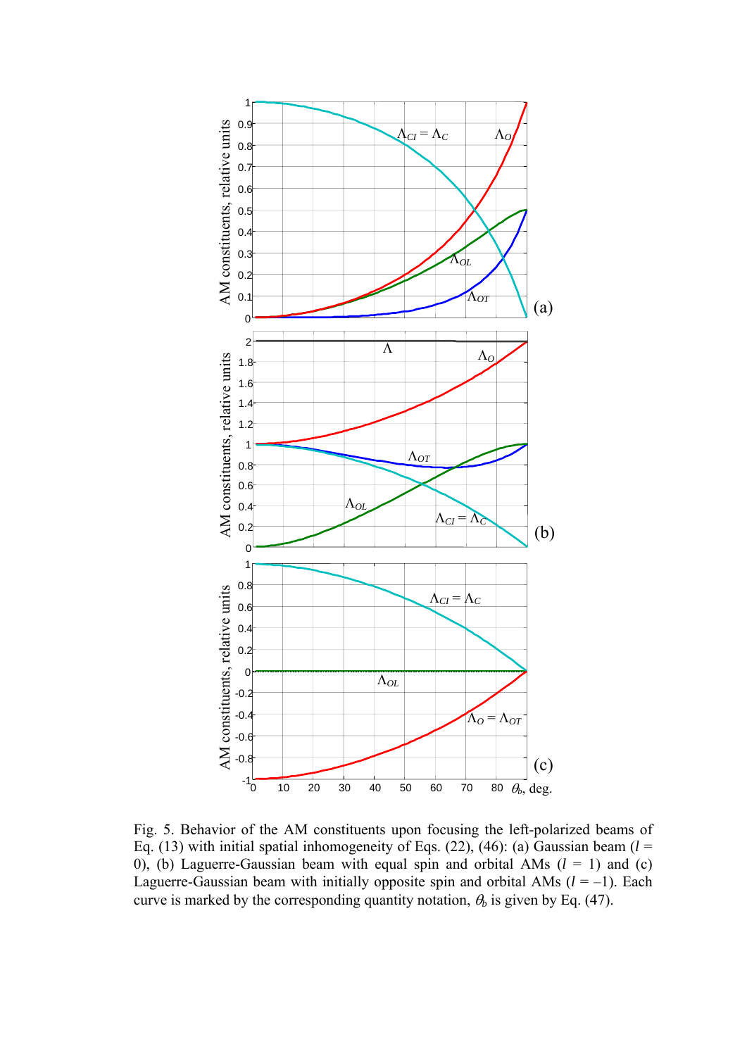Fig. 5. Behavior of the AM constituents upon focusing the left-polarized beams of Eq. (13) with initial spatial inhomogeneity of Eqs. (22), (46): (a) Gaussian beam ($l$ = 0), (b) Laguerre-Gaussian beam with equal spin and orbital AMs ($l$ = 1) and (c) Laguerre-Gaussian beam with initially opposite spin and orbital AMs ($l$ = –1). Each curve is marked by the corresponding quantity notation, $\theta_b$ is given by Eq. (47).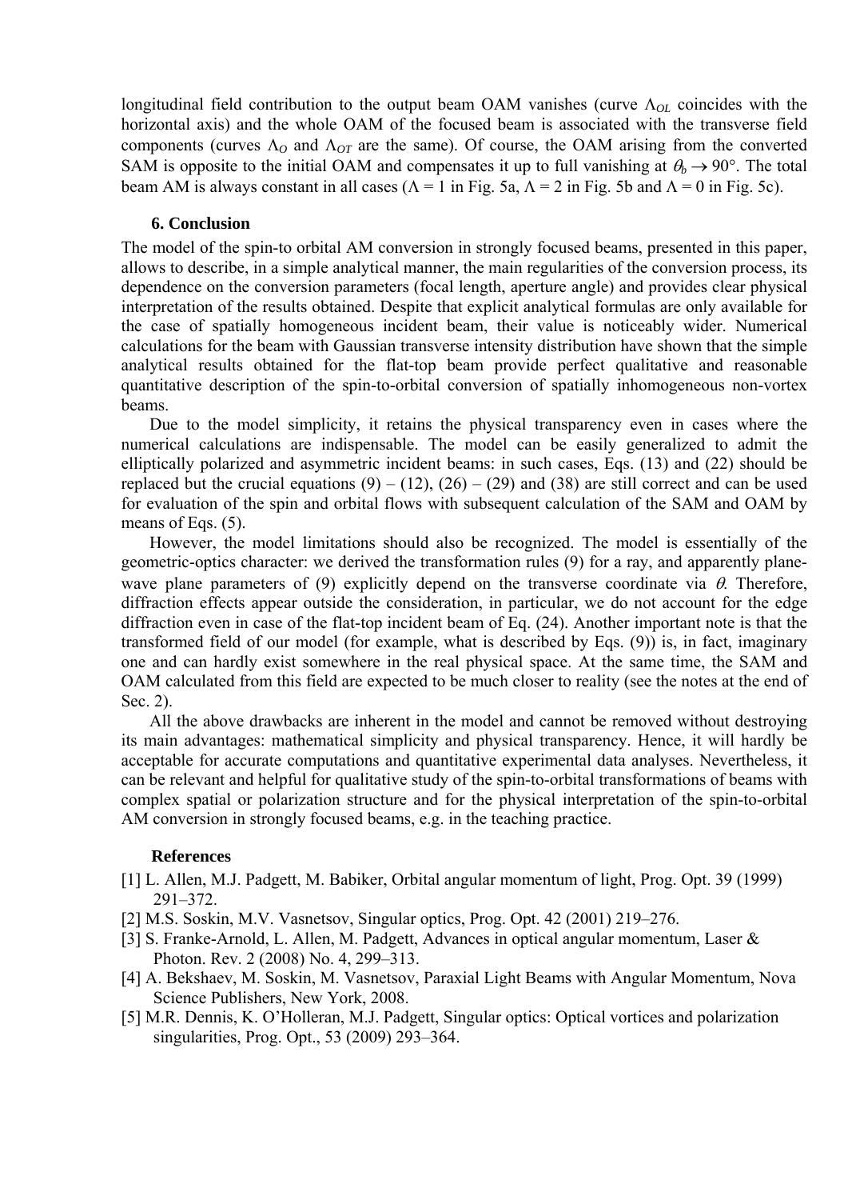longitudinal field contribution to the output beam OAM vanishes (curve $\Lambda_{OL}$ coincides with the horizontal axis) and the whole OAM of the focused beam is associated with the transverse field components (curves $\Lambda_O$ and $\Lambda_{OT}$ are the same). Of course, the OAM arising from the converted SAM is opposite to the initial OAM and compensates it up to full vanishing at $\theta_b \to 90°$. The total beam AM is always constant in all cases ($\Lambda = 1$ in Fig. 5a, $\Lambda = 2$ in Fig. 5b and $\Lambda = 0$ in Fig. 5c).

## 6. Conclusion

The model of the spin-to orbital AM conversion in strongly focused beams, presented in this paper, allows to describe, in a simple analytical manner, the main regularities of the conversion process, its dependence on the conversion parameters (focal length, aperture angle) and provides clear physical interpretation of the results obtained. Despite that explicit analytical formulas are only available for the case of spatially homogeneous incident beam, their value is noticeably wider. Numerical calculations for the beam with Gaussian transverse intensity distribution have shown that the simple analytical results obtained for the flat-top beam provide perfect qualitative and reasonable quantitative description of the spin-to-orbital conversion of spatially inhomogeneous non-vortex beams.

Due to the model simplicity, it retains the physical transparency even in cases where the numerical calculations are indispensable. The model can be easily generalized to admit the elliptically polarized and asymmetric incident beams: in such cases, Eqs. (13) and (22) should be replaced but the crucial equations (9) – (12), (26) – (29) and (38) are still correct and can be used for evaluation of the spin and orbital flows with subsequent calculation of the SAM and OAM by means of Eqs. (5).

However, the model limitations should also be recognized. The model is essentially of the geometric-optics character: we derived the transformation rules (9) for a ray, and apparently plane-wave plane parameters of (9) explicitly depend on the transverse coordinate via $\theta$. Therefore, diffraction effects appear outside the consideration, in particular, we do not account for the edge diffraction even in case of the flat-top incident beam of Eq. (24). Another important note is that the transformed field of our model (for example, what is described by Eqs. (9)) is, in fact, imaginary one and can hardly exist somewhere in the real physical space. At the same time, the SAM and OAM calculated from this field are expected to be much closer to reality (see the notes at the end of Sec. 2).

All the above drawbacks are inherent in the model and cannot be removed without destroying its main advantages: mathematical simplicity and physical transparency. Hence, it will hardly be acceptable for accurate computations and quantitative experimental data analyses. Nevertheless, it can be relevant and helpful for qualitative study of the spin-to-orbital transformations of beams with complex spatial or polarization structure and for the physical interpretation of the spin-to-orbital AM conversion in strongly focused beams, e.g. in the teaching practice.

## References

[1] L. Allen, M.J. Padgett, M. Babiker, Orbital angular momentum of light, Prog. Opt. 39 (1999) 291–372.

[2] M.S. Soskin, M.V. Vasnetsov, Singular optics, Prog. Opt. 42 (2001) 219–276.

[3] S. Franke-Arnold, L. Allen, M. Padgett, Advances in optical angular momentum, Laser & Photon. Rev. 2 (2008) No. 4, 299–313.

[4] A. Bekshaev, M. Soskin, M. Vasnetsov, Paraxial Light Beams with Angular Momentum, Nova Science Publishers, New York, 2008.

[5] M.R. Dennis, K. O'Holleran, M.J. Padgett, Singular optics: Optical vortices and polarization singularities, Prog. Opt., 53 (2009) 293–364.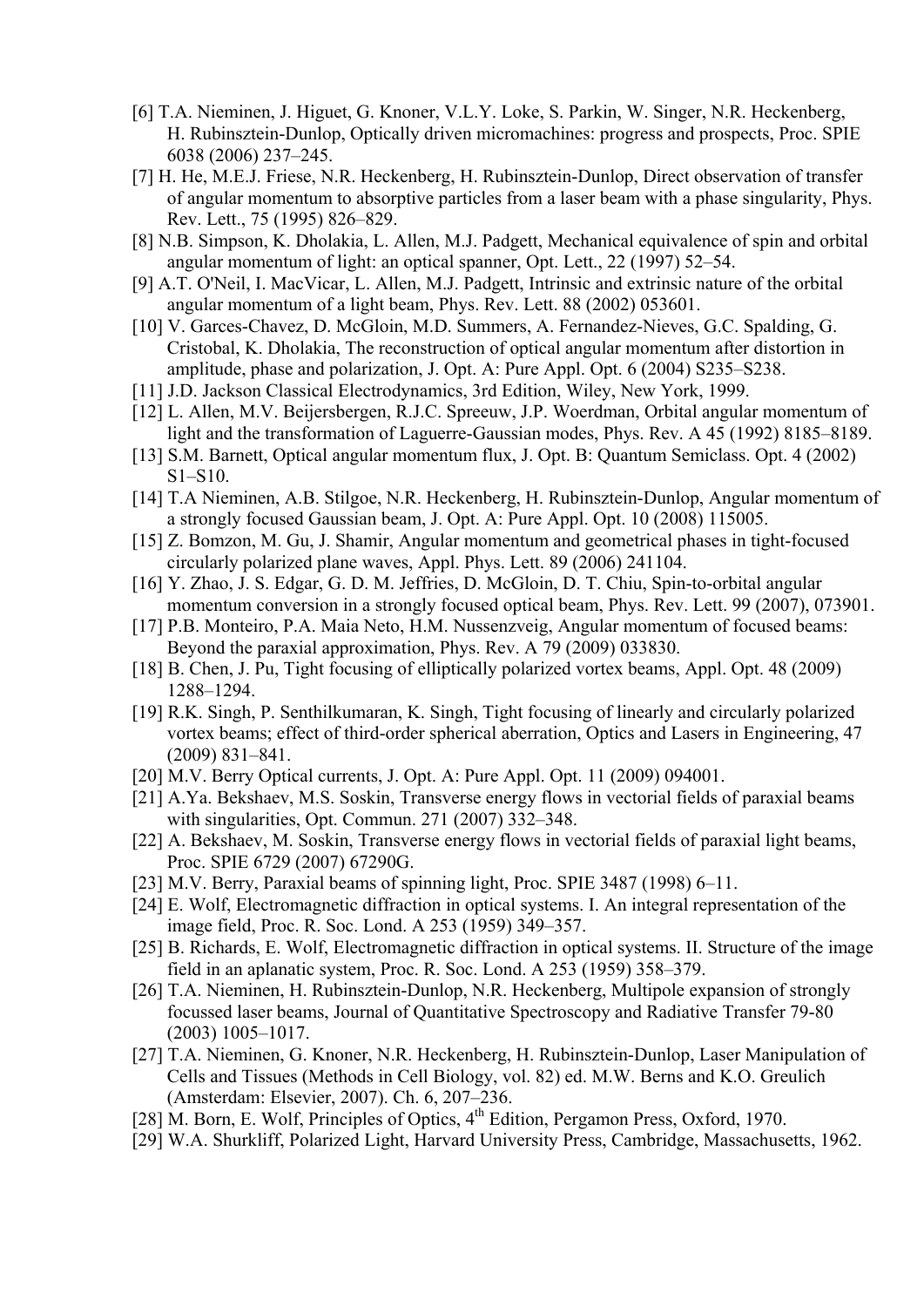[6] T.A. Nieminen, J. Higuet, G. Knoner, V.L.Y. Loke, S. Parkin, W. Singer, N.R. Heckenberg, H. Rubinsztein-Dunlop, Optically driven micromachines: progress and prospects, Proc. SPIE 6038 (2006) 237–245.

[7] H. He, M.E.J. Friese, N.R. Heckenberg, H. Rubinsztein-Dunlop, Direct observation of transfer of angular momentum to absorptive particles from a laser beam with a phase singularity, Phys. Rev. Lett., 75 (1995) 826–829.

[8] N.B. Simpson, K. Dholakia, L. Allen, M.J. Padgett, Mechanical equivalence of spin and orbital angular momentum of light: an optical spanner, Opt. Lett., 22 (1997) 52–54.

[9] A.T. O'Neil, I. MacVicar, L. Allen, M.J. Padgett, Intrinsic and extrinsic nature of the orbital angular momentum of a light beam, Phys. Rev. Lett. 88 (2002) 053601.

[10] V. Garces-Chavez, D. McGloin, M.D. Summers, A. Fernandez-Nieves, G.C. Spalding, G. Cristobal, K. Dholakia, The reconstruction of optical angular momentum after distortion in amplitude, phase and polarization, J. Opt. A: Pure Appl. Opt. 6 (2004) S235–S238.

[11] J.D. Jackson Classical Electrodynamics, 3rd Edition, Wiley, New York, 1999.

[12] L. Allen, M.V. Beijersbergen, R.J.C. Spreeuw, J.P. Woerdman, Orbital angular momentum of light and the transformation of Laguerre-Gaussian modes, Phys. Rev. A 45 (1992) 8185–8189.

[13] S.M. Barnett, Optical angular momentum flux, J. Opt. B: Quantum Semiclass. Opt. 4 (2002) S1–S10.

[14] T.A Nieminen, A.B. Stilgoe, N.R. Heckenberg, H. Rubinsztein-Dunlop, Angular momentum of a strongly focused Gaussian beam, J. Opt. A: Pure Appl. Opt. 10 (2008) 115005.

[15] Z. Bomzon, M. Gu, J. Shamir, Angular momentum and geometrical phases in tight-focused circularly polarized plane waves, Appl. Phys. Lett. 89 (2006) 241104.

[16] Y. Zhao, J. S. Edgar, G. D. M. Jeffries, D. McGloin, D. T. Chiu, Spin-to-orbital angular momentum conversion in a strongly focused optical beam, Phys. Rev. Lett. 99 (2007), 073901.

[17] P.B. Monteiro, P.A. Maia Neto, H.M. Nussenzveig, Angular momentum of focused beams: Beyond the paraxial approximation, Phys. Rev. A 79 (2009) 033830.

[18] B. Chen, J. Pu, Tight focusing of elliptically polarized vortex beams, Appl. Opt. 48 (2009) 1288–1294.

[19] R.K. Singh, P. Senthilkumaran, K. Singh, Tight focusing of linearly and circularly polarized vortex beams; effect of third-order spherical aberration, Optics and Lasers in Engineering, 47 (2009) 831–841.

[20] M.V. Berry Optical currents, J. Opt. A: Pure Appl. Opt. 11 (2009) 094001.

[21] A.Ya. Bekshaev, M.S. Soskin, Transverse energy flows in vectorial fields of paraxial beams with singularities, Opt. Commun. 271 (2007) 332–348.

[22] A. Bekshaev, M. Soskin, Transverse energy flows in vectorial fields of paraxial light beams, Proc. SPIE 6729 (2007) 67290G.

[23] M.V. Berry, Paraxial beams of spinning light, Proc. SPIE 3487 (1998) 6–11.

[24] E. Wolf, Electromagnetic diffraction in optical systems. I. An integral representation of the image field, Proc. R. Soc. Lond. A 253 (1959) 349–357.

[25] B. Richards, E. Wolf, Electromagnetic diffraction in optical systems. II. Structure of the image field in an aplanatic system, Proc. R. Soc. Lond. A 253 (1959) 358–379.

[26] T.A. Nieminen, H. Rubinsztein-Dunlop, N.R. Heckenberg, Multipole expansion of strongly focussed laser beams, Journal of Quantitative Spectroscopy and Radiative Transfer 79-80 (2003) 1005–1017.

[27] T.A. Nieminen, G. Knoner, N.R. Heckenberg, H. Rubinsztein-Dunlop, Laser Manipulation of Cells and Tissues (Methods in Cell Biology, vol. 82) ed. M.W. Berns and K.O. Greulich (Amsterdam: Elsevier, 2007). Ch. 6, 207–236.

[28] M. Born, E. Wolf, Principles of Optics, 4th Edition, Pergamon Press, Oxford, 1970.

[29] W.A. Shurkliff, Polarized Light, Harvard University Press, Cambridge, Massachusetts, 1962.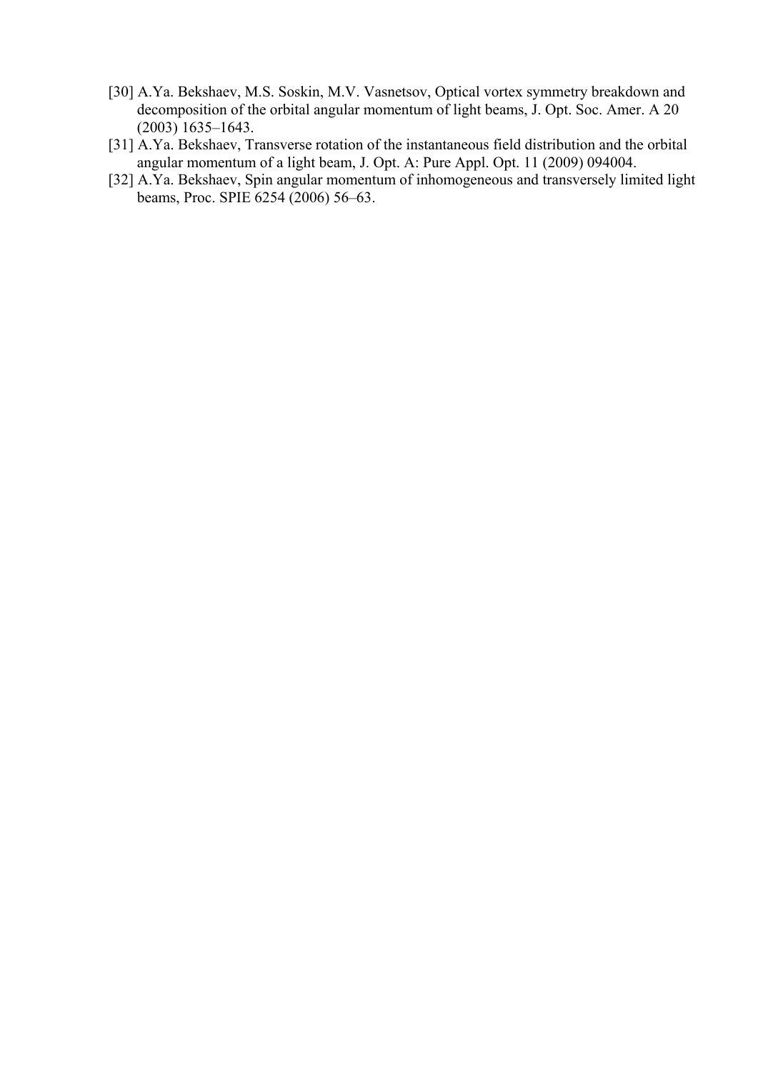[30] A.Ya. Bekshaev, M.S. Soskin, M.V. Vasnetsov, Optical vortex symmetry breakdown and decomposition of the orbital angular momentum of light beams, J. Opt. Soc. Amer. A 20 (2003) 1635–1643.

[31] A.Ya. Bekshaev, Transverse rotation of the instantaneous field distribution and the orbital angular momentum of a light beam, J. Opt. A: Pure Appl. Opt. 11 (2009) 094004.

[32] A.Ya. Bekshaev, Spin angular momentum of inhomogeneous and transversely limited light beams, Proc. SPIE 6254 (2006) 56–63.